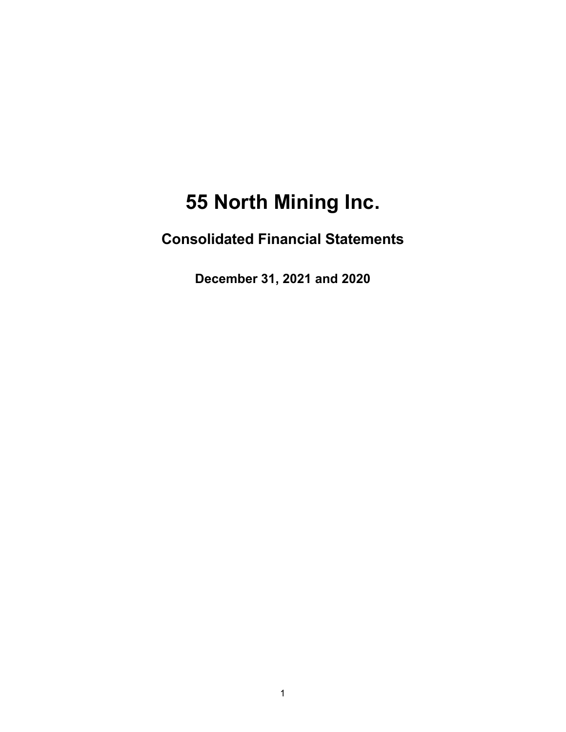# 55 North Mining Inc.

## Consolidated Financial Statements

### December 31, 2021 and 2020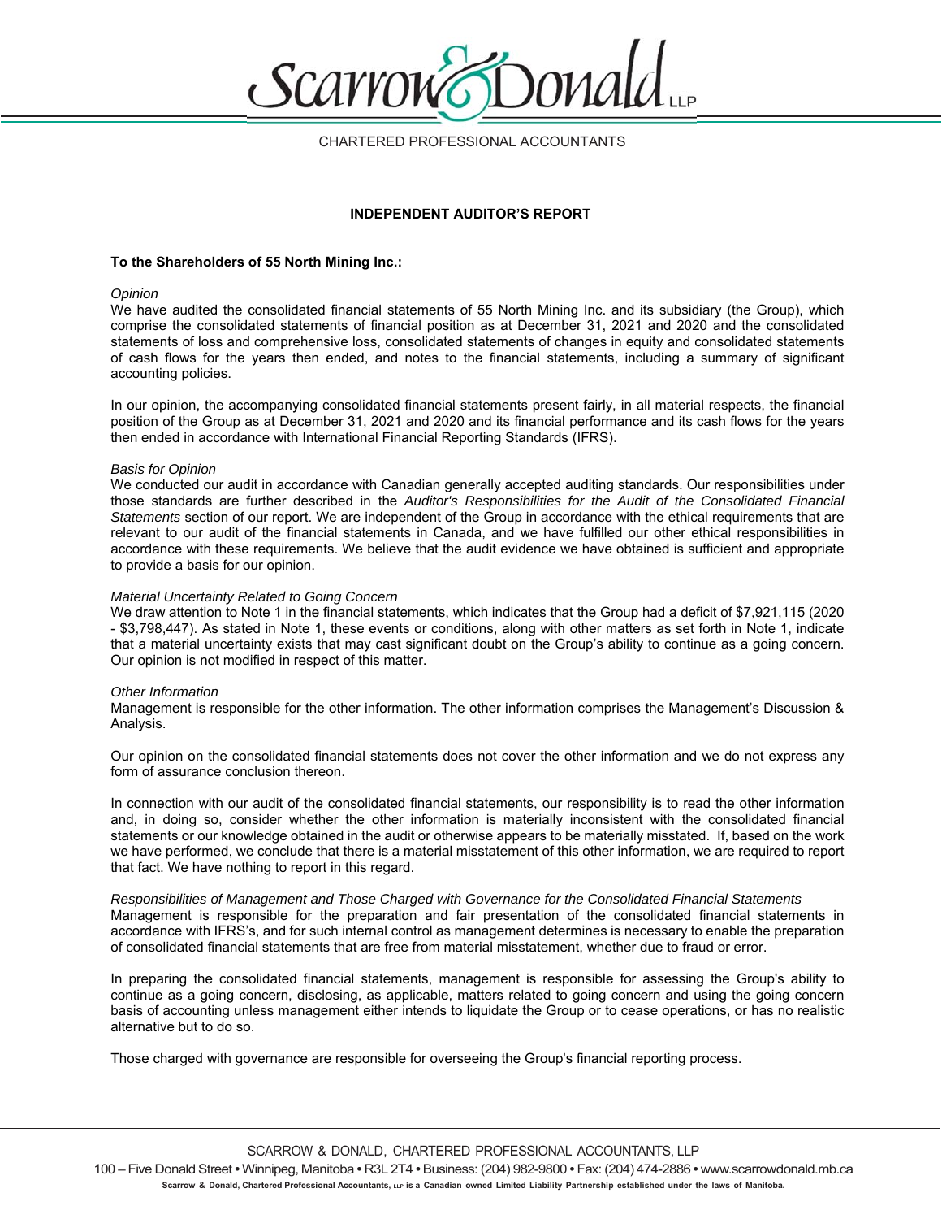Scarrow & Donald LLP

CHARTERED PROFESSIONAL ACCOUNTANTS

## INDEPENDENT AUDITOR'S REPORT

**To the Shareholders of 55 North Mining Inc.:**

*Opinion*

We have audited the consolidated financial statements of 55 North Mining Inc. and its subsidiary (the Group), which comprise the consolidated statements of financial position as at December 31, 2021 and 2020 and the consolidated statements of loss and comprehensive loss, consolidated statements of changes in equity and consolidated statements of cash flows for the years then ended, and notes to the financial statements, including a summary of significant accounting policies.

In our opinion, the accompanying consolidated financial statements present fairly, in all material respects, the financial position of the Group as at December 31, 2021 and 2020 and its financial performance and its cash flows for the years then ended in accordance with International Financial Reporting Standards (IFRS).

*Basis for Opinion*

We conducted our audit in accordance with Canadian generally accepted auditing standards. Our responsibilities under those standards are further described in the *Auditor's Responsibilities for the Audit of the Consolidated Financial Statements* section of our report. We are independent of the Group in accordance with the ethical requirements that are relevant to our audit of the financial statements in Canada, and we have fulfilled our other ethical responsibilities in accordance with these requirements. We believe that the audit evidence we have obtained is sufficient and appropriate to provide a basis for our opinion.

*Material Uncertainty Related to Going Concern*

We draw attention to Note 1 in the financial statements, which indicates that the Group had a deficit of $7,921,115 (2020 - $3,798,447). As stated in Note 1, these events or conditions, along with other matters as set forth in Note 1, indicate that a material uncertainty exists that may cast significant doubt on the Group's ability to continue as a going concern. Our opinion is not modified in respect of this matter.

*Other Information*

Management is responsible for the other information. The other information comprises the Management's Discussion & Analysis.

Our opinion on the consolidated financial statements does not cover the other information and we do not express any form of assurance conclusion thereon.

In connection with our audit of the consolidated financial statements, our responsibility is to read the other information and, in doing so, consider whether the other information is materially inconsistent with the consolidated financial statements or our knowledge obtained in the audit or otherwise appears to be materially misstated. If, based on the work we have performed, we conclude that there is a material misstatement of this other information, we are required to report that fact. We have nothing to report in this regard.

*Responsibilities of Management and Those Charged with Governance for the Consolidated Financial Statements*

Management is responsible for the preparation and fair presentation of the consolidated financial statements in accordance with IFRS's, and for such internal control as management determines is necessary to enable the preparation of consolidated financial statements that are free from material misstatement, whether due to fraud or error.

In preparing the consolidated financial statements, management is responsible for assessing the Group's ability to continue as a going concern, disclosing, as applicable, matters related to going concern and using the going concern basis of accounting unless management either intends to liquidate the Group or to cease operations, or has no realistic alternative but to do so.

Those charged with governance are responsible for overseeing the Group's financial reporting process.

SCARROW & DONALD, CHARTERED PROFESSIONAL ACCOUNTANTS, LLP

100 – Five Donald Street • Winnipeg, Manitoba • R3L 2T4 • Business: (204) 982-9800 • Fax: (204) 474-2886 • www.scarrowdonald.mb.ca

**Scarrow & Donald, Chartered Professional Accountants, LLP is a Canadian owned Limited Liability Partnership established under the laws of Manitoba.**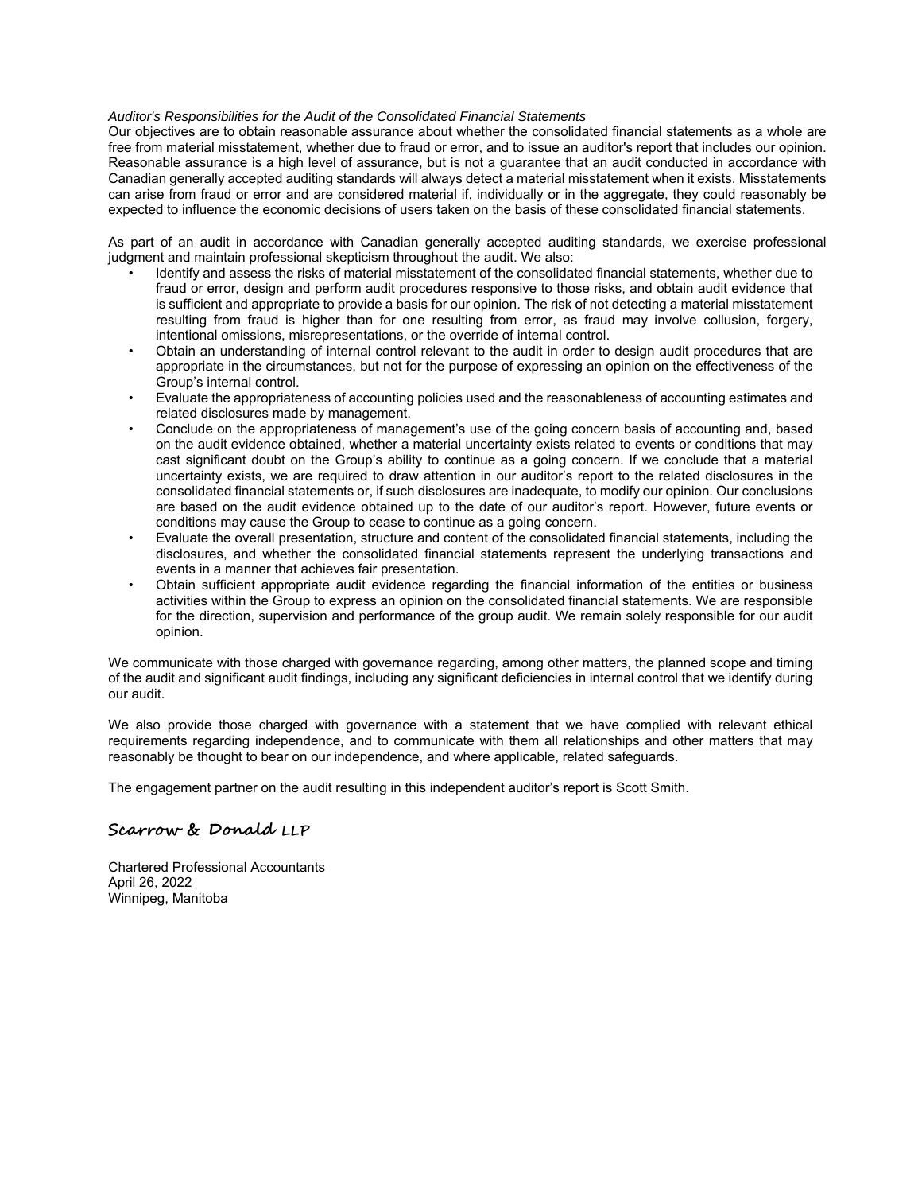*Auditor's Responsibilities for the Audit of the Consolidated Financial Statements*

Our objectives are to obtain reasonable assurance about whether the consolidated financial statements as a whole are free from material misstatement, whether due to fraud or error, and to issue an auditor's report that includes our opinion. Reasonable assurance is a high level of assurance, but is not a guarantee that an audit conducted in accordance with Canadian generally accepted auditing standards will always detect a material misstatement when it exists. Misstatements can arise from fraud or error and are considered material if, individually or in the aggregate, they could reasonably be expected to influence the economic decisions of users taken on the basis of these consolidated financial statements.

As part of an audit in accordance with Canadian generally accepted auditing standards, we exercise professional judgment and maintain professional skepticism throughout the audit. We also:

- Identify and assess the risks of material misstatement of the consolidated financial statements, whether due to fraud or error, design and perform audit procedures responsive to those risks, and obtain audit evidence that is sufficient and appropriate to provide a basis for our opinion. The risk of not detecting a material misstatement resulting from fraud is higher than for one resulting from error, as fraud may involve collusion, forgery, intentional omissions, misrepresentations, or the override of internal control.
- Obtain an understanding of internal control relevant to the audit in order to design audit procedures that are appropriate in the circumstances, but not for the purpose of expressing an opinion on the effectiveness of the Group's internal control.
- Evaluate the appropriateness of accounting policies used and the reasonableness of accounting estimates and related disclosures made by management.
- Conclude on the appropriateness of management's use of the going concern basis of accounting and, based on the audit evidence obtained, whether a material uncertainty exists related to events or conditions that may cast significant doubt on the Group's ability to continue as a going concern. If we conclude that a material uncertainty exists, we are required to draw attention in our auditor's report to the related disclosures in the consolidated financial statements or, if such disclosures are inadequate, to modify our opinion. Our conclusions are based on the audit evidence obtained up to the date of our auditor's report. However, future events or conditions may cause the Group to cease to continue as a going concern.
- Evaluate the overall presentation, structure and content of the consolidated financial statements, including the disclosures, and whether the consolidated financial statements represent the underlying transactions and events in a manner that achieves fair presentation.
- Obtain sufficient appropriate audit evidence regarding the financial information of the entities or business activities within the Group to express an opinion on the consolidated financial statements. We are responsible for the direction, supervision and performance of the group audit. We remain solely responsible for our audit opinion.

We communicate with those charged with governance regarding, among other matters, the planned scope and timing of the audit and significant audit findings, including any significant deficiencies in internal control that we identify during our audit.

We also provide those charged with governance with a statement that we have complied with relevant ethical requirements regarding independence, and to communicate with them all relationships and other matters that may reasonably be thought to bear on our independence, and where applicable, related safeguards.

The engagement partner on the audit resulting in this independent auditor's report is Scott Smith.

**Scarrow & Donald LLP**

Chartered Professional Accountants
April 26, 2022
Winnipeg, Manitoba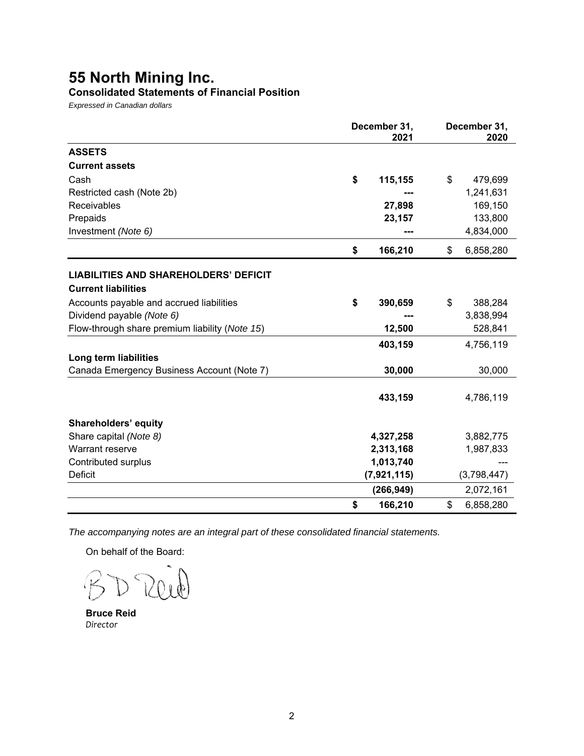# 55 North Mining Inc.

## Consolidated Statements of Financial Position

*Expressed in Canadian dollars*

| | December 31, 2021 | December 31, 2020 |
|---|---|---|
| **ASSETS** | | |
| **Current assets** | | |
| Cash | **$ 115,155** | $ 479,699 |
| Restricted cash (Note 2b) | **---** | 1,241,631 |
| Receivables | **27,898** | 169,150 |
| Prepaids | **23,157** | 133,800 |
| Investment *(Note 6)* | **---** | 4,834,000 |
| | **$ 166,210** | $ 6,858,280 |
| **LIABILITIES AND SHAREHOLDERS' DEFICIT** | | |
| **Current liabilities** | | |
| Accounts payable and accrued liabilities | **$ 390,659** | $ 388,284 |
| Dividend payable *(Note 6)* | **---** | 3,838,994 |
| Flow-through share premium liability (*Note 15*) | **12,500** | 528,841 |
| | **403,159** | 4,756,119 |
| **Long term liabilities** | | |
| Canada Emergency Business Account (Note 7) | **30,000** | 30,000 |
| | **433,159** | 4,786,119 |
| **Shareholders' equity** | | |
| Share capital *(Note 8)* | **4,327,258** | 3,882,775 |
| Warrant reserve | **2,313,168** | 1,987,833 |
| Contributed surplus | **1,013,740** | --- |
| Deficit | **(7,921,115)** | (3,798,447) |
| | **(266,949)** | 2,072,161 |
| | **$ 166,210** | $ 6,858,280 |

*The accompanying notes are an integral part of these consolidated financial statements.*

On behalf of the Board:

**Bruce Reid**
*Director*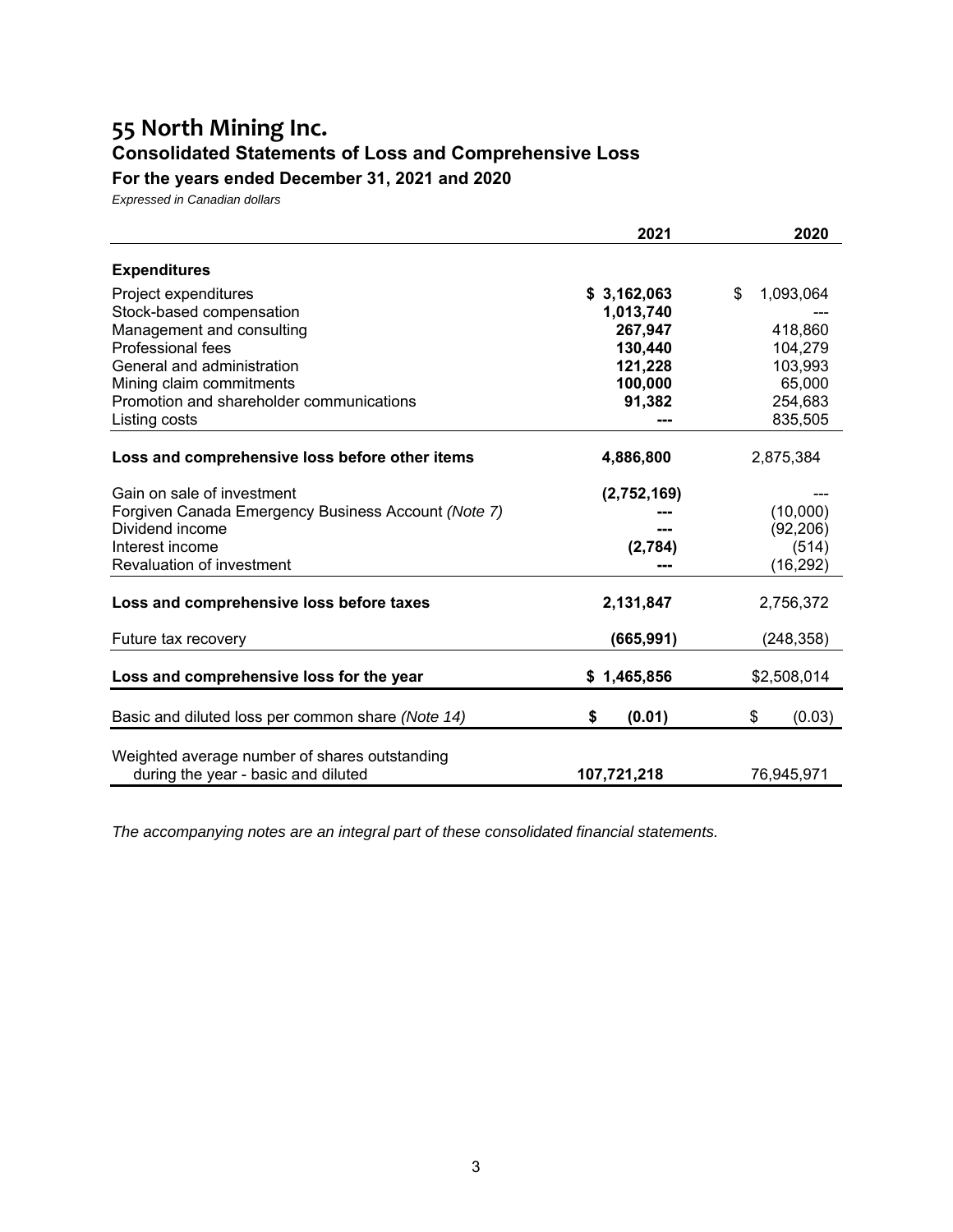# 55 North Mining Inc.

## Consolidated Statements of Loss and Comprehensive Loss

### For the years ended December 31, 2021 and 2020

*Expressed in Canadian dollars*

| | 2021 | 2020 |
|---|---|---|
| **Expenditures** | | |
| Project expenditures | **$ 3,162,063** | $ 1,093,064 |
| Stock-based compensation | **1,013,740** | --- |
| Management and consulting | **267,947** | 418,860 |
| Professional fees | **130,440** | 104,279 |
| General and administration | **121,228** | 103,993 |
| Mining claim commitments | **100,000** | 65,000 |
| Promotion and shareholder communications | **91,382** | 254,683 |
| Listing costs | **---** | 835,505 |
| **Loss and comprehensive loss before other items** | **4,886,800** | 2,875,384 |
| Gain on sale of investment | **(2,752,169)** | --- |
| Forgiven Canada Emergency Business Account *(Note 7)* | **---** | (10,000) |
| Dividend income | **---** | (92,206) |
| Interest income | **(2,784)** | (514) |
| Revaluation of investment | **---** | (16,292) |
| **Loss and comprehensive loss before taxes** | **2,131,847** | 2,756,372 |
| Future tax recovery | **(665,991)** | (248,358) |
| **Loss and comprehensive loss for the year** | **$ 1,465,856** | $2,508,014 |
| Basic and diluted loss per common share *(Note 14)* | **$ (0.01)** | $ (0.03) |
| Weighted average number of shares outstanding during the year - basic and diluted | **107,721,218** | 76,945,971 |

*The accompanying notes are an integral part of these consolidated financial statements.*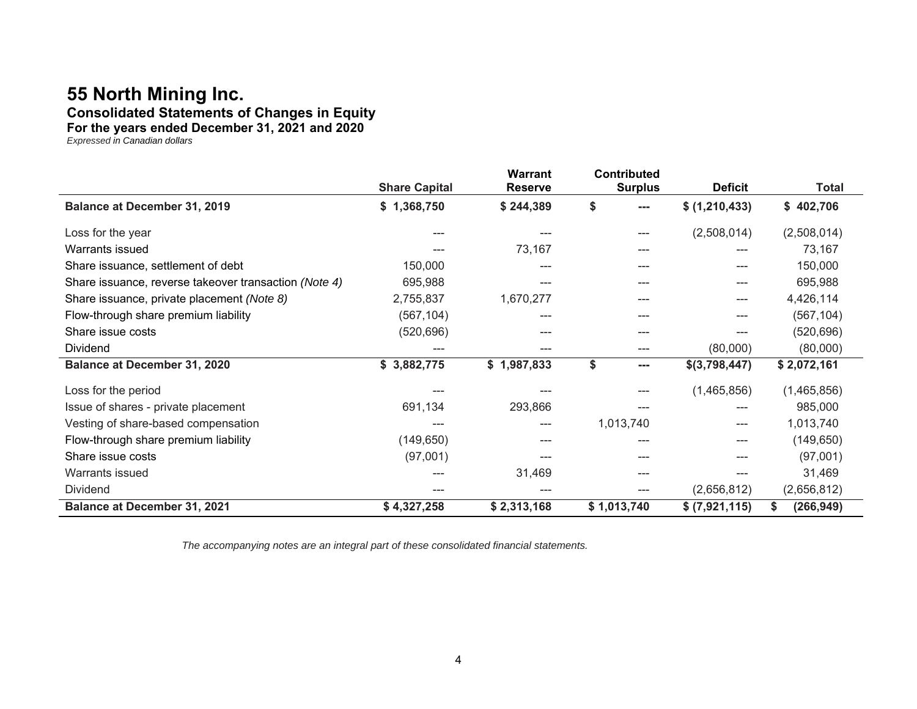# 55 North Mining Inc.

## Consolidated Statements of Changes in Equity

### For the years ended December 31, 2021 and 2020

*Expressed in Canadian dollars*

| | Share Capital | Warrant Reserve | Contributed Surplus | Deficit | Total |
|---|---|---|---|---|---|
| **Balance at December 31, 2019** | **$ 1,368,750** | **$ 244,389** | **$ ---** | **$ (1,210,433)** | **$ 402,706** |
| Loss for the year | --- | --- | --- | (2,508,014) | (2,508,014) |
| Warrants issued | --- | 73,167 | --- | --- | 73,167 |
| Share issuance, settlement of debt | 150,000 | --- | --- | --- | 150,000 |
| Share issuance, reverse takeover transaction *(Note 4)* | 695,988 | --- | --- | --- | 695,988 |
| Share issuance, private placement *(Note 8)* | 2,755,837 | 1,670,277 | --- | --- | 4,426,114 |
| Flow-through share premium liability | (567,104) | --- | --- | --- | (567,104) |
| Share issue costs | (520,696) | --- | --- | --- | (520,696) |
| Dividend | --- | --- | --- | (80,000) | (80,000) |
| **Balance at December 31, 2020** | **$ 3,882,775** | **$ 1,987,833** | **$ ---** | **$(3,798,447)** | **$ 2,072,161** |
| Loss for the period | --- | --- | --- | (1,465,856) | (1,465,856) |
| Issue of shares - private placement | 691,134 | 293,866 | --- | --- | 985,000 |
| Vesting of share-based compensation | --- | --- | 1,013,740 | --- | 1,013,740 |
| Flow-through share premium liability | (149,650) | --- | --- | --- | (149,650) |
| Share issue costs | (97,001) | --- | --- | --- | (97,001) |
| Warrants issued | --- | 31,469 | --- | --- | 31,469 |
| Dividend | --- | --- | --- | (2,656,812) | (2,656,812) |
| **Balance at December 31, 2021** | **$ 4,327,258** | **$ 2,313,168** | **$ 1,013,740** | **$ (7,921,115)** | **$ (266,949)** |

*The accompanying notes are an integral part of these consolidated financial statements.*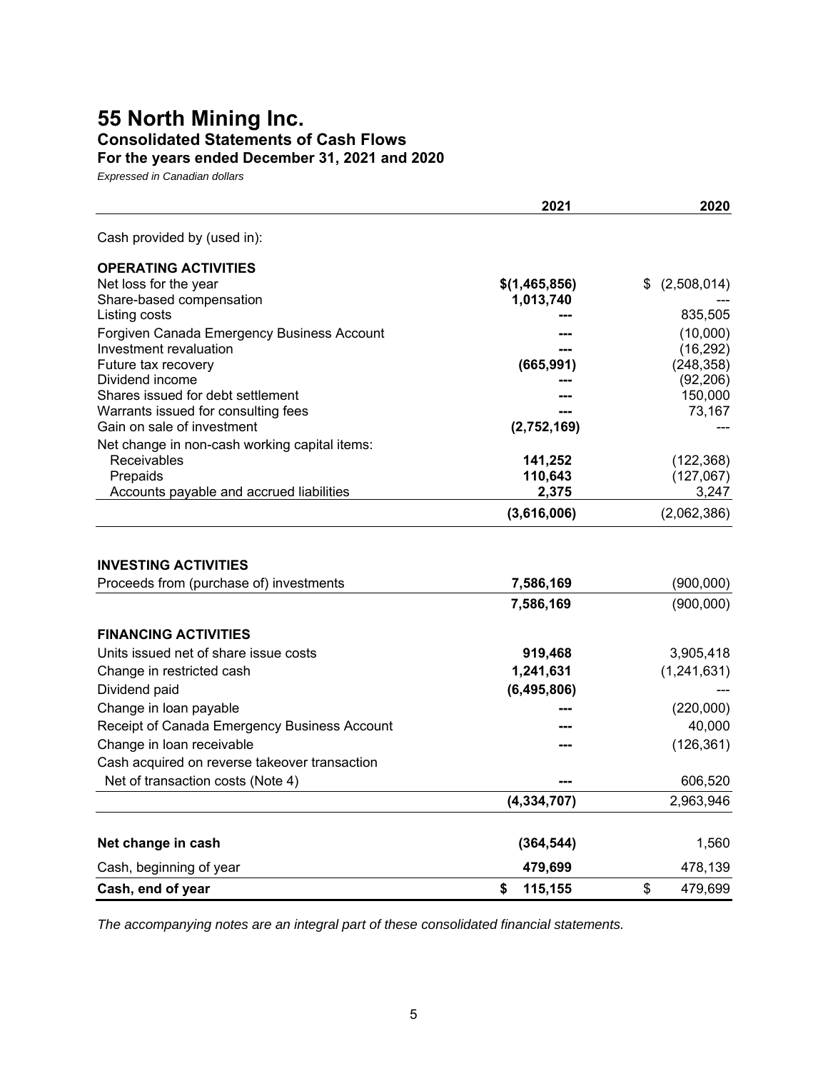# 55 North Mining Inc.

## Consolidated Statements of Cash Flows

### For the years ended December 31, 2021 and 2020

*Expressed in Canadian dollars*

| | 2021 | 2020 |
|---|---|---|
| Cash provided by (used in): | | |
| **OPERATING ACTIVITIES** | | |
| Net loss for the year | **$(1,465,856)** | $ (2,508,014) |
| Share-based compensation | **1,013,740** | --- |
| Listing costs | **---** | 835,505 |
| Forgiven Canada Emergency Business Account | **---** | (10,000) |
| Investment revaluation | **---** | (16,292) |
| Future tax recovery | **(665,991)** | (248,358) |
| Dividend income | **---** | (92,206) |
| Shares issued for debt settlement | **---** | 150,000 |
| Warrants issued for consulting fees | **---** | 73,167 |
| Gain on sale of investment | **(2,752,169)** | --- |
| Net change in non-cash working capital items: | | |
| Receivables | **141,252** | (122,368) |
| Prepaids | **110,643** | (127,067) |
| Accounts payable and accrued liabilities | **2,375** | 3,247 |
| | **(3,616,006)** | (2,062,386) |
| **INVESTING ACTIVITIES** | | |
| Proceeds from (purchase of) investments | **7,586,169** | (900,000) |
| | **7,586,169** | (900,000) |
| **FINANCING ACTIVITIES** | | |
| Units issued net of share issue costs | **919,468** | 3,905,418 |
| Change in restricted cash | **1,241,631** | (1,241,631) |
| Dividend paid | **(6,495,806)** | --- |
| Change in loan payable | **---** | (220,000) |
| Receipt of Canada Emergency Business Account | **---** | 40,000 |
| Change in loan receivable | **---** | (126,361) |
| Cash acquired on reverse takeover transaction Net of transaction costs (Note 4) | **---** | 606,520 |
| | **(4,334,707)** | 2,963,946 |
| **Net change in cash** | **(364,544)** | 1,560 |
| Cash, beginning of year | **479,699** | 478,139 |
| **Cash, end of year** | **$ 115,155** | $ 479,699 |

*The accompanying notes are an integral part of these consolidated financial statements.*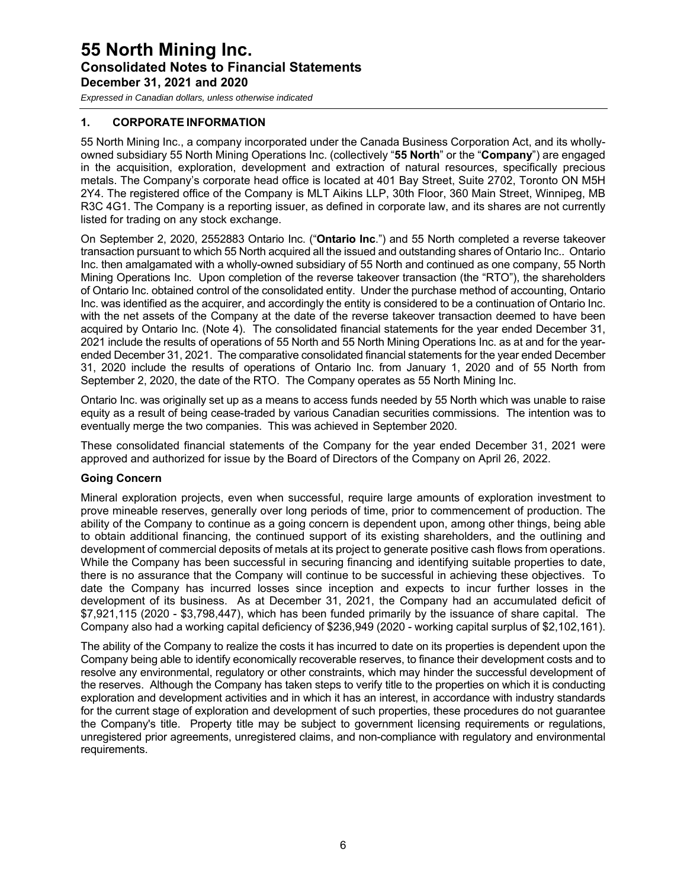# 55 North Mining Inc.

## Consolidated Notes to Financial Statements

### December 31, 2021 and 2020

*Expressed in Canadian dollars, unless otherwise indicated*

### 1. CORPORATE INFORMATION

55 North Mining Inc., a company incorporated under the Canada Business Corporation Act, and its wholly-owned subsidiary 55 North Mining Operations Inc. (collectively "**55 North**" or the "**Company**") are engaged in the acquisition, exploration, development and extraction of natural resources, specifically precious metals. The Company's corporate head office is located at 401 Bay Street, Suite 2702, Toronto ON M5H 2Y4. The registered office of the Company is MLT Aikins LLP, 30th Floor, 360 Main Street, Winnipeg, MB R3C 4G1. The Company is a reporting issuer, as defined in corporate law, and its shares are not currently listed for trading on any stock exchange.

On September 2, 2020, 2552883 Ontario Inc. ("**Ontario Inc**.") and 55 North completed a reverse takeover transaction pursuant to which 55 North acquired all the issued and outstanding shares of Ontario Inc.. Ontario Inc. then amalgamated with a wholly-owned subsidiary of 55 North and continued as one company, 55 North Mining Operations Inc. Upon completion of the reverse takeover transaction (the "RTO"), the shareholders of Ontario Inc. obtained control of the consolidated entity. Under the purchase method of accounting, Ontario Inc. was identified as the acquirer, and accordingly the entity is considered to be a continuation of Ontario Inc. with the net assets of the Company at the date of the reverse takeover transaction deemed to have been acquired by Ontario Inc. (Note 4). The consolidated financial statements for the year ended December 31, 2021 include the results of operations of 55 North and 55 North Mining Operations Inc. as at and for the year-ended December 31, 2021. The comparative consolidated financial statements for the year ended December 31, 2020 include the results of operations of Ontario Inc. from January 1, 2020 and of 55 North from September 2, 2020, the date of the RTO. The Company operates as 55 North Mining Inc.

Ontario Inc. was originally set up as a means to access funds needed by 55 North which was unable to raise equity as a result of being cease-traded by various Canadian securities commissions. The intention was to eventually merge the two companies. This was achieved in September 2020.

These consolidated financial statements of the Company for the year ended December 31, 2021 were approved and authorized for issue by the Board of Directors of the Company on April 26, 2022.

**Going Concern**

Mineral exploration projects, even when successful, require large amounts of exploration investment to prove mineable reserves, generally over long periods of time, prior to commencement of production. The ability of the Company to continue as a going concern is dependent upon, among other things, being able to obtain additional financing, the continued support of its existing shareholders, and the outlining and development of commercial deposits of metals at its project to generate positive cash flows from operations. While the Company has been successful in securing financing and identifying suitable properties to date, there is no assurance that the Company will continue to be successful in achieving these objectives. To date the Company has incurred losses since inception and expects to incur further losses in the development of its business. As at December 31, 2021, the Company had an accumulated deficit of $7,921,115 (2020 - $3,798,447), which has been funded primarily by the issuance of share capital. The Company also had a working capital deficiency of $236,949 (2020 - working capital surplus of $2,102,161).

The ability of the Company to realize the costs it has incurred to date on its properties is dependent upon the Company being able to identify economically recoverable reserves, to finance their development costs and to resolve any environmental, regulatory or other constraints, which may hinder the successful development of the reserves. Although the Company has taken steps to verify title to the properties on which it is conducting exploration and development activities and in which it has an interest, in accordance with industry standards for the current stage of exploration and development of such properties, these procedures do not guarantee the Company's title. Property title may be subject to government licensing requirements or regulations, unregistered prior agreements, unregistered claims, and non-compliance with regulatory and environmental requirements.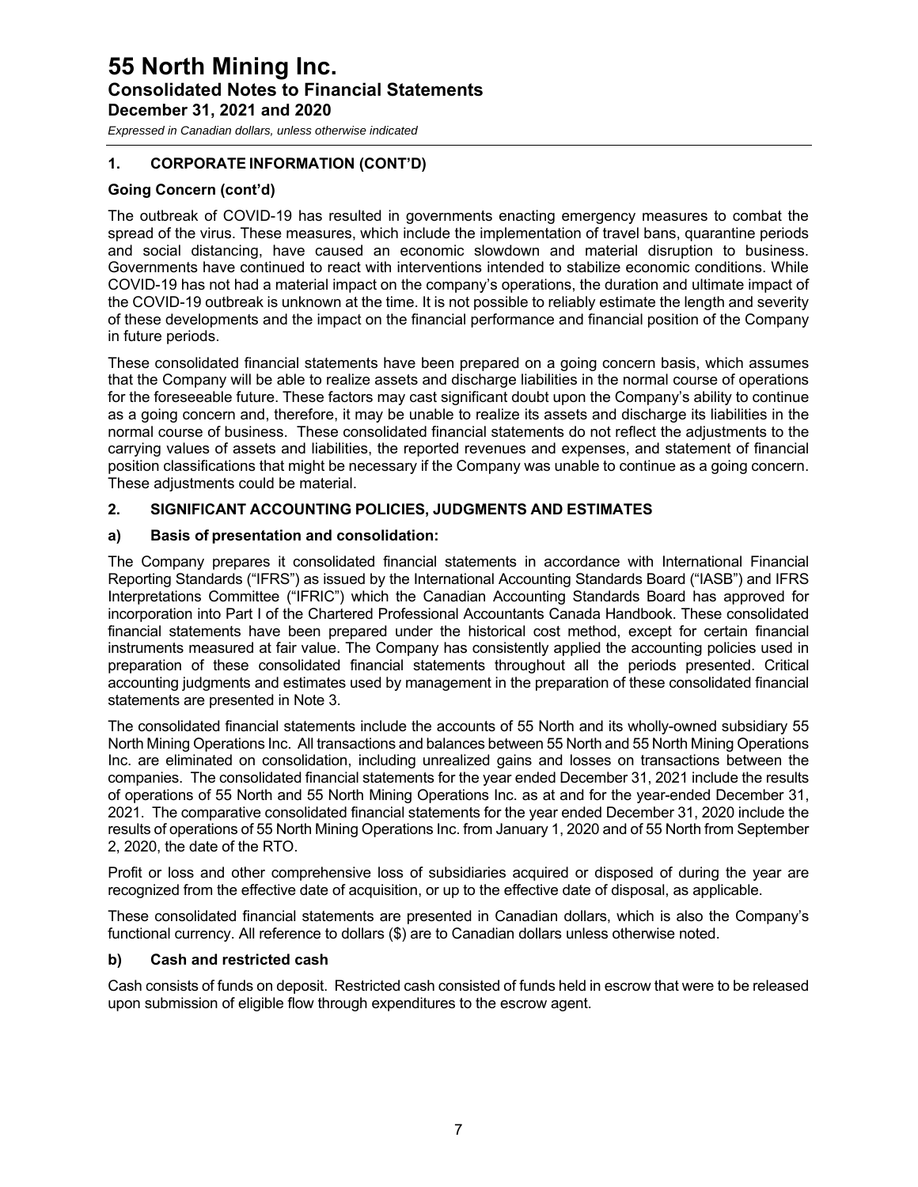## 1. CORPORATE INFORMATION (CONT'D)

### Going Concern (cont'd)

The outbreak of COVID-19 has resulted in governments enacting emergency measures to combat the spread of the virus. These measures, which include the implementation of travel bans, quarantine periods and social distancing, have caused an economic slowdown and material disruption to business. Governments have continued to react with interventions intended to stabilize economic conditions. While COVID-19 has not had a material impact on the company's operations, the duration and ultimate impact of the COVID-19 outbreak is unknown at the time. It is not possible to reliably estimate the length and severity of these developments and the impact on the financial performance and financial position of the Company in future periods.

These consolidated financial statements have been prepared on a going concern basis, which assumes that the Company will be able to realize assets and discharge liabilities in the normal course of operations for the foreseeable future. These factors may cast significant doubt upon the Company's ability to continue as a going concern and, therefore, it may be unable to realize its assets and discharge its liabilities in the normal course of business. These consolidated financial statements do not reflect the adjustments to the carrying values of assets and liabilities, the reported revenues and expenses, and statement of financial position classifications that might be necessary if the Company was unable to continue as a going concern. These adjustments could be material.

## 2. SIGNIFICANT ACCOUNTING POLICIES, JUDGMENTS AND ESTIMATES

### a) Basis of presentation and consolidation:

The Company prepares it consolidated financial statements in accordance with International Financial Reporting Standards ("IFRS") as issued by the International Accounting Standards Board ("IASB") and IFRS Interpretations Committee ("IFRIC") which the Canadian Accounting Standards Board has approved for incorporation into Part I of the Chartered Professional Accountants Canada Handbook. These consolidated financial statements have been prepared under the historical cost method, except for certain financial instruments measured at fair value. The Company has consistently applied the accounting policies used in preparation of these consolidated financial statements throughout all the periods presented. Critical accounting judgments and estimates used by management in the preparation of these consolidated financial statements are presented in Note 3.

The consolidated financial statements include the accounts of 55 North and its wholly-owned subsidiary 55 North Mining Operations Inc. All transactions and balances between 55 North and 55 North Mining Operations Inc. are eliminated on consolidation, including unrealized gains and losses on transactions between the companies. The consolidated financial statements for the year ended December 31, 2021 include the results of operations of 55 North and 55 North Mining Operations Inc. as at and for the year-ended December 31, 2021. The comparative consolidated financial statements for the year ended December 31, 2020 include the results of operations of 55 North Mining Operations Inc. from January 1, 2020 and of 55 North from September 2, 2020, the date of the RTO.

Profit or loss and other comprehensive loss of subsidiaries acquired or disposed of during the year are recognized from the effective date of acquisition, or up to the effective date of disposal, as applicable.

These consolidated financial statements are presented in Canadian dollars, which is also the Company's functional currency. All reference to dollars ($) are to Canadian dollars unless otherwise noted.

### b) Cash and restricted cash

Cash consists of funds on deposit. Restricted cash consisted of funds held in escrow that were to be released upon submission of eligible flow through expenditures to the escrow agent.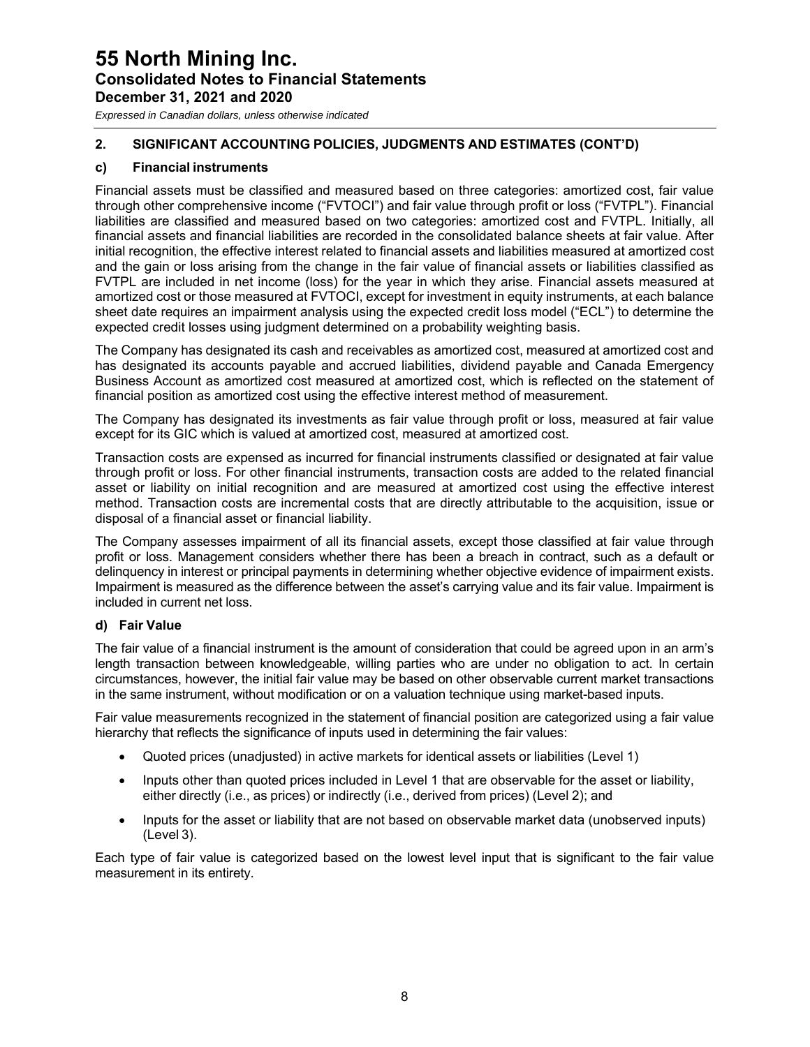## 2. SIGNIFICANT ACCOUNTING POLICIES, JUDGMENTS AND ESTIMATES (CONT'D)

### c) Financial instruments

Financial assets must be classified and measured based on three categories: amortized cost, fair value through other comprehensive income ("FVTOCI") and fair value through profit or loss ("FVTPL"). Financial liabilities are classified and measured based on two categories: amortized cost and FVTPL. Initially, all financial assets and financial liabilities are recorded in the consolidated balance sheets at fair value. After initial recognition, the effective interest related to financial assets and liabilities measured at amortized cost and the gain or loss arising from the change in the fair value of financial assets or liabilities classified as FVTPL are included in net income (loss) for the year in which they arise. Financial assets measured at amortized cost or those measured at FVTOCI, except for investment in equity instruments, at each balance sheet date requires an impairment analysis using the expected credit loss model ("ECL") to determine the expected credit losses using judgment determined on a probability weighting basis.

The Company has designated its cash and receivables as amortized cost, measured at amortized cost and has designated its accounts payable and accrued liabilities, dividend payable and Canada Emergency Business Account as amortized cost measured at amortized cost, which is reflected on the statement of financial position as amortized cost using the effective interest method of measurement.

The Company has designated its investments as fair value through profit or loss, measured at fair value except for its GIC which is valued at amortized cost, measured at amortized cost.

Transaction costs are expensed as incurred for financial instruments classified or designated at fair value through profit or loss. For other financial instruments, transaction costs are added to the related financial asset or liability on initial recognition and are measured at amortized cost using the effective interest method. Transaction costs are incremental costs that are directly attributable to the acquisition, issue or disposal of a financial asset or financial liability.

The Company assesses impairment of all its financial assets, except those classified at fair value through profit or loss. Management considers whether there has been a breach in contract, such as a default or delinquency in interest or principal payments in determining whether objective evidence of impairment exists. Impairment is measured as the difference between the asset's carrying value and its fair value. Impairment is included in current net loss.

### d) Fair Value

The fair value of a financial instrument is the amount of consideration that could be agreed upon in an arm's length transaction between knowledgeable, willing parties who are under no obligation to act. In certain circumstances, however, the initial fair value may be based on other observable current market transactions in the same instrument, without modification or on a valuation technique using market-based inputs.

Fair value measurements recognized in the statement of financial position are categorized using a fair value hierarchy that reflects the significance of inputs used in determining the fair values:

- Quoted prices (unadjusted) in active markets for identical assets or liabilities (Level 1)
- Inputs other than quoted prices included in Level 1 that are observable for the asset or liability, either directly (i.e., as prices) or indirectly (i.e., derived from prices) (Level 2); and
- Inputs for the asset or liability that are not based on observable market data (unobserved inputs) (Level 3).

Each type of fair value is categorized based on the lowest level input that is significant to the fair value measurement in its entirety.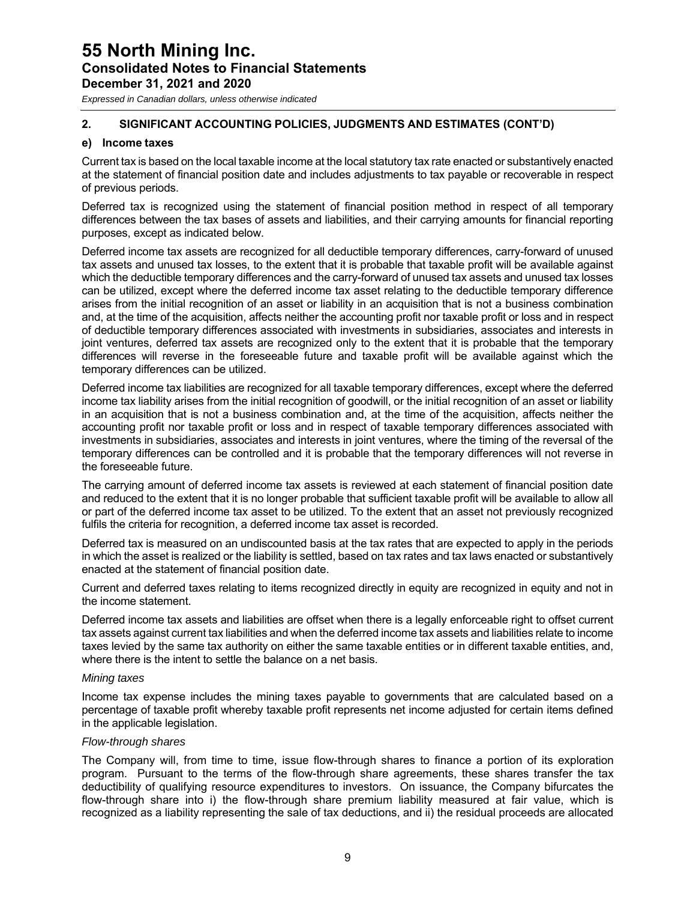## 2. SIGNIFICANT ACCOUNTING POLICIES, JUDGMENTS AND ESTIMATES (CONT'D)

### e) Income taxes

Current tax is based on the local taxable income at the local statutory tax rate enacted or substantively enacted at the statement of financial position date and includes adjustments to tax payable or recoverable in respect of previous periods.

Deferred tax is recognized using the statement of financial position method in respect of all temporary differences between the tax bases of assets and liabilities, and their carrying amounts for financial reporting purposes, except as indicated below.

Deferred income tax assets are recognized for all deductible temporary differences, carry-forward of unused tax assets and unused tax losses, to the extent that it is probable that taxable profit will be available against which the deductible temporary differences and the carry-forward of unused tax assets and unused tax losses can be utilized, except where the deferred income tax asset relating to the deductible temporary difference arises from the initial recognition of an asset or liability in an acquisition that is not a business combination and, at the time of the acquisition, affects neither the accounting profit nor taxable profit or loss and in respect of deductible temporary differences associated with investments in subsidiaries, associates and interests in joint ventures, deferred tax assets are recognized only to the extent that it is probable that the temporary differences will reverse in the foreseeable future and taxable profit will be available against which the temporary differences can be utilized.

Deferred income tax liabilities are recognized for all taxable temporary differences, except where the deferred income tax liability arises from the initial recognition of goodwill, or the initial recognition of an asset or liability in an acquisition that is not a business combination and, at the time of the acquisition, affects neither the accounting profit nor taxable profit or loss and in respect of taxable temporary differences associated with investments in subsidiaries, associates and interests in joint ventures, where the timing of the reversal of the temporary differences can be controlled and it is probable that the temporary differences will not reverse in the foreseeable future.

The carrying amount of deferred income tax assets is reviewed at each statement of financial position date and reduced to the extent that it is no longer probable that sufficient taxable profit will be available to allow all or part of the deferred income tax asset to be utilized. To the extent that an asset not previously recognized fulfils the criteria for recognition, a deferred income tax asset is recorded.

Deferred tax is measured on an undiscounted basis at the tax rates that are expected to apply in the periods in which the asset is realized or the liability is settled, based on tax rates and tax laws enacted or substantively enacted at the statement of financial position date.

Current and deferred taxes relating to items recognized directly in equity are recognized in equity and not in the income statement.

Deferred income tax assets and liabilities are offset when there is a legally enforceable right to offset current tax assets against current tax liabilities and when the deferred income tax assets and liabilities relate to income taxes levied by the same tax authority on either the same taxable entities or in different taxable entities, and, where there is the intent to settle the balance on a net basis.

*Mining taxes*

Income tax expense includes the mining taxes payable to governments that are calculated based on a percentage of taxable profit whereby taxable profit represents net income adjusted for certain items defined in the applicable legislation.

*Flow-through shares*

The Company will, from time to time, issue flow-through shares to finance a portion of its exploration program. Pursuant to the terms of the flow-through share agreements, these shares transfer the tax deductibility of qualifying resource expenditures to investors. On issuance, the Company bifurcates the flow-through share into i) the flow-through share premium liability measured at fair value, which is recognized as a liability representing the sale of tax deductions, and ii) the residual proceeds are allocated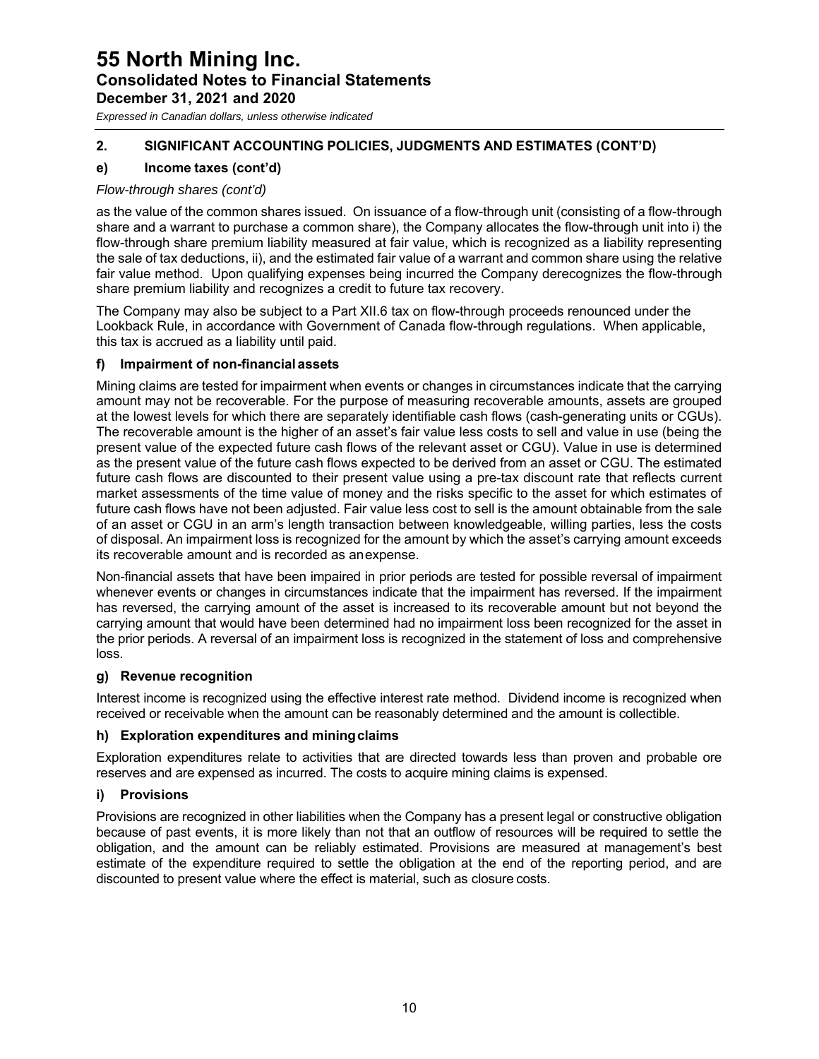## 2. SIGNIFICANT ACCOUNTING POLICIES, JUDGMENTS AND ESTIMATES (CONT'D)

### e) Income taxes (cont'd)

*Flow-through shares (cont'd)*

as the value of the common shares issued. On issuance of a flow-through unit (consisting of a flow-through share and a warrant to purchase a common share), the Company allocates the flow-through unit into i) the flow-through share premium liability measured at fair value, which is recognized as a liability representing the sale of tax deductions, ii), and the estimated fair value of a warrant and common share using the relative fair value method. Upon qualifying expenses being incurred the Company derecognizes the flow-through share premium liability and recognizes a credit to future tax recovery.

The Company may also be subject to a Part XII.6 tax on flow-through proceeds renounced under the Lookback Rule, in accordance with Government of Canada flow-through regulations. When applicable, this tax is accrued as a liability until paid.

### f) Impairment of non-financial assets

Mining claims are tested for impairment when events or changes in circumstances indicate that the carrying amount may not be recoverable. For the purpose of measuring recoverable amounts, assets are grouped at the lowest levels for which there are separately identifiable cash flows (cash-generating units or CGUs). The recoverable amount is the higher of an asset's fair value less costs to sell and value in use (being the present value of the expected future cash flows of the relevant asset or CGU). Value in use is determined as the present value of the future cash flows expected to be derived from an asset or CGU. The estimated future cash flows are discounted to their present value using a pre-tax discount rate that reflects current market assessments of the time value of money and the risks specific to the asset for which estimates of future cash flows have not been adjusted. Fair value less cost to sell is the amount obtainable from the sale of an asset or CGU in an arm's length transaction between knowledgeable, willing parties, less the costs of disposal. An impairment loss is recognized for the amount by which the asset's carrying amount exceeds its recoverable amount and is recorded as an expense.

Non-financial assets that have been impaired in prior periods are tested for possible reversal of impairment whenever events or changes in circumstances indicate that the impairment has reversed. If the impairment has reversed, the carrying amount of the asset is increased to its recoverable amount but not beyond the carrying amount that would have been determined had no impairment loss been recognized for the asset in the prior periods. A reversal of an impairment loss is recognized in the statement of loss and comprehensive loss.

### g) Revenue recognition

Interest income is recognized using the effective interest rate method. Dividend income is recognized when received or receivable when the amount can be reasonably determined and the amount is collectible.

### h) Exploration expenditures and mining claims

Exploration expenditures relate to activities that are directed towards less than proven and probable ore reserves and are expensed as incurred. The costs to acquire mining claims is expensed.

### i) Provisions

Provisions are recognized in other liabilities when the Company has a present legal or constructive obligation because of past events, it is more likely than not that an outflow of resources will be required to settle the obligation, and the amount can be reliably estimated. Provisions are measured at management's best estimate of the expenditure required to settle the obligation at the end of the reporting period, and are discounted to present value where the effect is material, such as closure costs.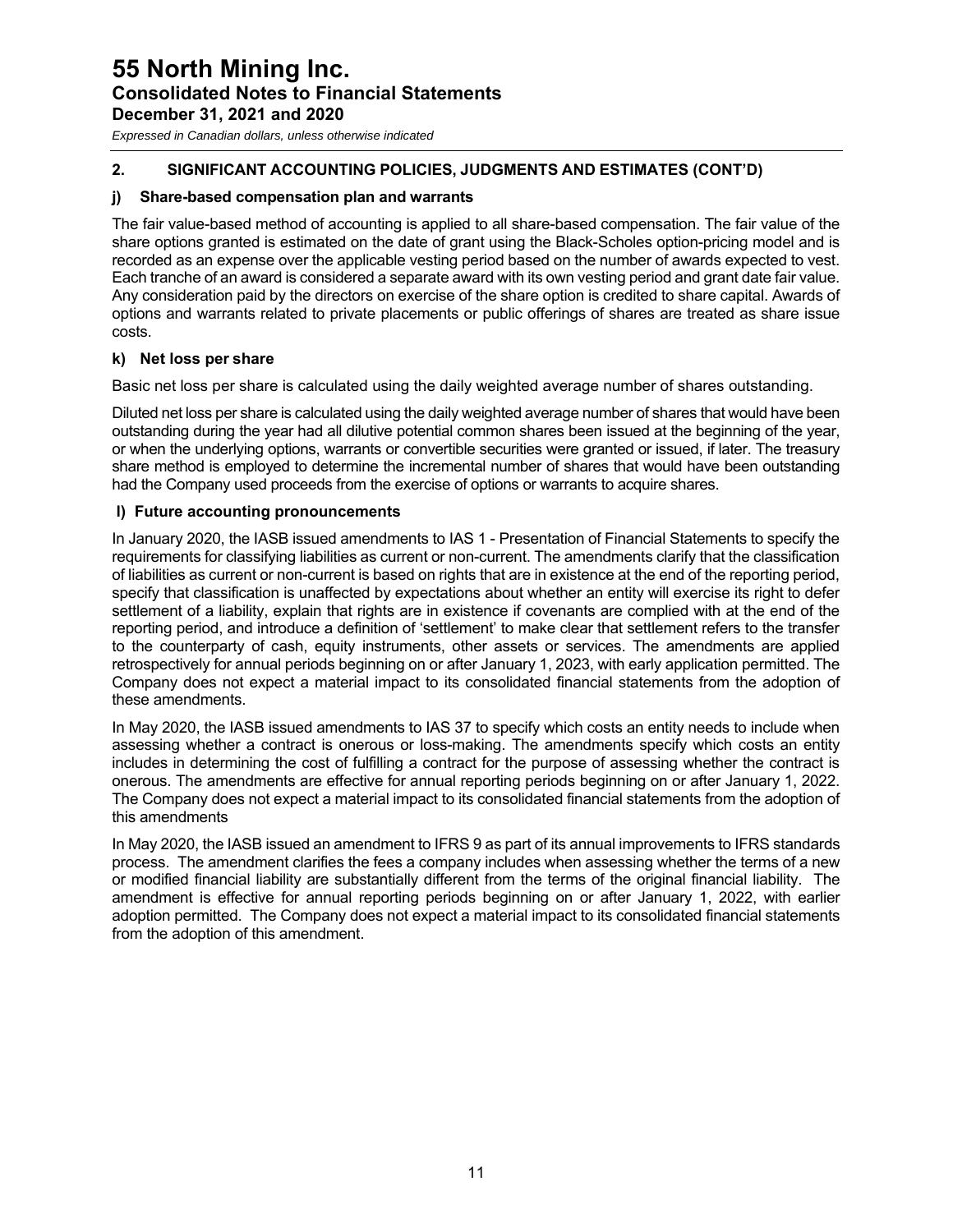## 2. SIGNIFICANT ACCOUNTING POLICIES, JUDGMENTS AND ESTIMATES (CONT'D)

### j) Share-based compensation plan and warrants

The fair value-based method of accounting is applied to all share-based compensation. The fair value of the share options granted is estimated on the date of grant using the Black-Scholes option-pricing model and is recorded as an expense over the applicable vesting period based on the number of awards expected to vest. Each tranche of an award is considered a separate award with its own vesting period and grant date fair value. Any consideration paid by the directors on exercise of the share option is credited to share capital. Awards of options and warrants related to private placements or public offerings of shares are treated as share issue costs.

### k) Net loss per share

Basic net loss per share is calculated using the daily weighted average number of shares outstanding.

Diluted net loss per share is calculated using the daily weighted average number of shares that would have been outstanding during the year had all dilutive potential common shares been issued at the beginning of the year, or when the underlying options, warrants or convertible securities were granted or issued, if later. The treasury share method is employed to determine the incremental number of shares that would have been outstanding had the Company used proceeds from the exercise of options or warrants to acquire shares.

### l) Future accounting pronouncements

In January 2020, the IASB issued amendments to IAS 1 - Presentation of Financial Statements to specify the requirements for classifying liabilities as current or non-current. The amendments clarify that the classification of liabilities as current or non-current is based on rights that are in existence at the end of the reporting period, specify that classification is unaffected by expectations about whether an entity will exercise its right to defer settlement of a liability, explain that rights are in existence if covenants are complied with at the end of the reporting period, and introduce a definition of 'settlement' to make clear that settlement refers to the transfer to the counterparty of cash, equity instruments, other assets or services. The amendments are applied retrospectively for annual periods beginning on or after January 1, 2023, with early application permitted. The Company does not expect a material impact to its consolidated financial statements from the adoption of these amendments.

In May 2020, the IASB issued amendments to IAS 37 to specify which costs an entity needs to include when assessing whether a contract is onerous or loss-making. The amendments specify which costs an entity includes in determining the cost of fulfilling a contract for the purpose of assessing whether the contract is onerous. The amendments are effective for annual reporting periods beginning on or after January 1, 2022. The Company does not expect a material impact to its consolidated financial statements from the adoption of this amendments

In May 2020, the IASB issued an amendment to IFRS 9 as part of its annual improvements to IFRS standards process. The amendment clarifies the fees a company includes when assessing whether the terms of a new or modified financial liability are substantially different from the terms of the original financial liability. The amendment is effective for annual reporting periods beginning on or after January 1, 2022, with earlier adoption permitted. The Company does not expect a material impact to its consolidated financial statements from the adoption of this amendment.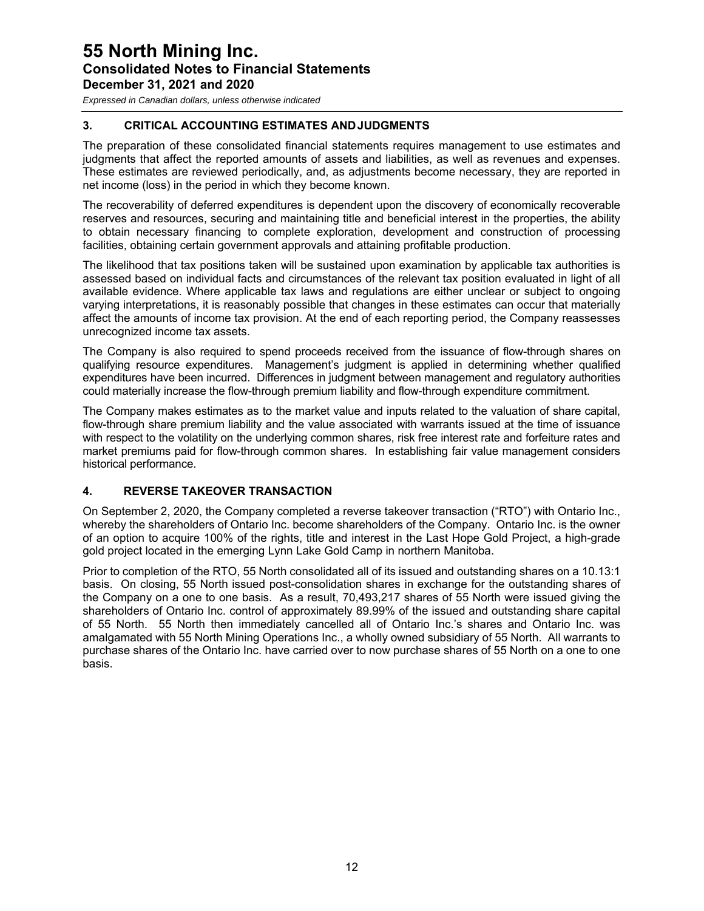## 3. CRITICAL ACCOUNTING ESTIMATES AND JUDGMENTS

The preparation of these consolidated financial statements requires management to use estimates and judgments that affect the reported amounts of assets and liabilities, as well as revenues and expenses. These estimates are reviewed periodically, and, as adjustments become necessary, they are reported in net income (loss) in the period in which they become known.

The recoverability of deferred expenditures is dependent upon the discovery of economically recoverable reserves and resources, securing and maintaining title and beneficial interest in the properties, the ability to obtain necessary financing to complete exploration, development and construction of processing facilities, obtaining certain government approvals and attaining profitable production.

The likelihood that tax positions taken will be sustained upon examination by applicable tax authorities is assessed based on individual facts and circumstances of the relevant tax position evaluated in light of all available evidence. Where applicable tax laws and regulations are either unclear or subject to ongoing varying interpretations, it is reasonably possible that changes in these estimates can occur that materially affect the amounts of income tax provision. At the end of each reporting period, the Company reassesses unrecognized income tax assets.

The Company is also required to spend proceeds received from the issuance of flow-through shares on qualifying resource expenditures. Management's judgment is applied in determining whether qualified expenditures have been incurred. Differences in judgment between management and regulatory authorities could materially increase the flow-through premium liability and flow-through expenditure commitment.

The Company makes estimates as to the market value and inputs related to the valuation of share capital, flow-through share premium liability and the value associated with warrants issued at the time of issuance with respect to the volatility on the underlying common shares, risk free interest rate and forfeiture rates and market premiums paid for flow-through common shares. In establishing fair value management considers historical performance.

## 4. REVERSE TAKEOVER TRANSACTION

On September 2, 2020, the Company completed a reverse takeover transaction ("RTO") with Ontario Inc., whereby the shareholders of Ontario Inc. become shareholders of the Company. Ontario Inc. is the owner of an option to acquire 100% of the rights, title and interest in the Last Hope Gold Project, a high-grade gold project located in the emerging Lynn Lake Gold Camp in northern Manitoba.

Prior to completion of the RTO, 55 North consolidated all of its issued and outstanding shares on a 10.13:1 basis. On closing, 55 North issued post-consolidation shares in exchange for the outstanding shares of the Company on a one to one basis. As a result, 70,493,217 shares of 55 North were issued giving the shareholders of Ontario Inc. control of approximately 89.99% of the issued and outstanding share capital of 55 North. 55 North then immediately cancelled all of Ontario Inc.'s shares and Ontario Inc. was amalgamated with 55 North Mining Operations Inc., a wholly owned subsidiary of 55 North. All warrants to purchase shares of the Ontario Inc. have carried over to now purchase shares of 55 North on a one to one basis.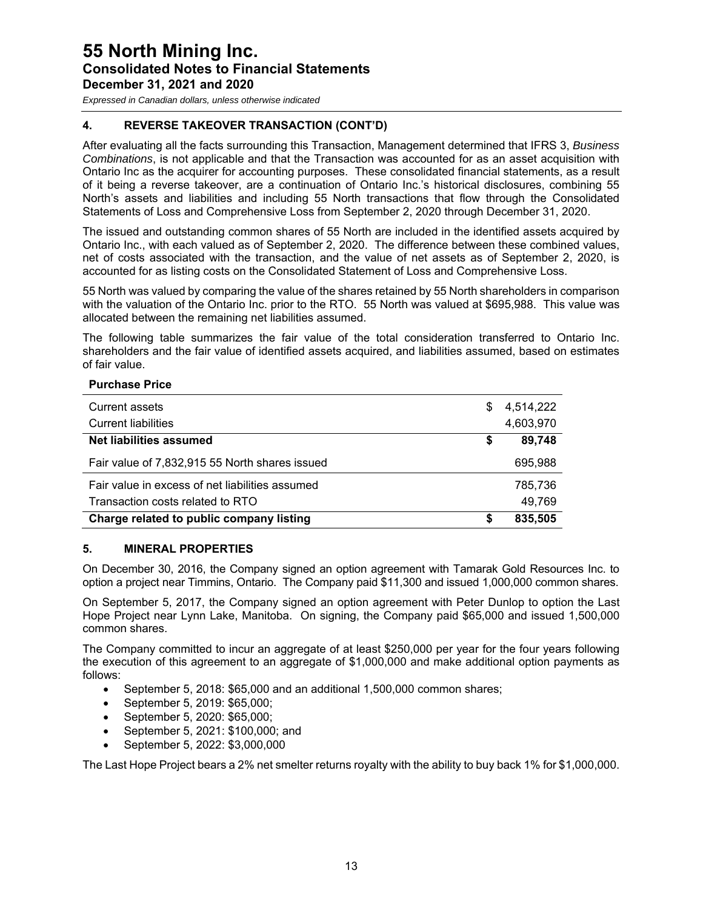## 4. REVERSE TAKEOVER TRANSACTION (CONT'D)

After evaluating all the facts surrounding this Transaction, Management determined that IFRS 3, *Business Combinations*, is not applicable and that the Transaction was accounted for as an asset acquisition with Ontario Inc as the acquirer for accounting purposes. These consolidated financial statements, as a result of it being a reverse takeover, are a continuation of Ontario Inc.'s historical disclosures, combining 55 North's assets and liabilities and including 55 North transactions that flow through the Consolidated Statements of Loss and Comprehensive Loss from September 2, 2020 through December 31, 2020.

The issued and outstanding common shares of 55 North are included in the identified assets acquired by Ontario Inc., with each valued as of September 2, 2020. The difference between these combined values, net of costs associated with the transaction, and the value of net assets as of September 2, 2020, is accounted for as listing costs on the Consolidated Statement of Loss and Comprehensive Loss.

55 North was valued by comparing the value of the shares retained by 55 North shareholders in comparison with the valuation of the Ontario Inc. prior to the RTO. 55 North was valued at $695,988. This value was allocated between the remaining net liabilities assumed.

The following table summarizes the fair value of the total consideration transferred to Ontario Inc. shareholders and the fair value of identified assets acquired, and liabilities assumed, based on estimates of fair value.

| **Purchase Price** | |
|---|---|
| Current assets | $ 4,514,222 |
| Current liabilities | 4,603,970 |
| **Net liabilities assumed** | **$ 89,748** |
| Fair value of 7,832,915 55 North shares issued | 695,988 |
| Fair value in excess of net liabilities assumed | 785,736 |
| Transaction costs related to RTO | 49,769 |
| **Charge related to public company listing** | **$ 835,505** |

## 5. MINERAL PROPERTIES

On December 30, 2016, the Company signed an option agreement with Tamarak Gold Resources Inc. to option a project near Timmins, Ontario. The Company paid $11,300 and issued 1,000,000 common shares.

On September 5, 2017, the Company signed an option agreement with Peter Dunlop to option the Last Hope Project near Lynn Lake, Manitoba. On signing, the Company paid $65,000 and issued 1,500,000 common shares.

The Company committed to incur an aggregate of at least $250,000 per year for the four years following the execution of this agreement to an aggregate of $1,000,000 and make additional option payments as follows:

- September 5, 2018: $65,000 and an additional 1,500,000 common shares;
- September 5, 2019: $65,000;
- September 5, 2020: $65,000;
- September 5, 2021: $100,000; and
- September 5, 2022: $3,000,000

The Last Hope Project bears a 2% net smelter returns royalty with the ability to buy back 1% for $1,000,000.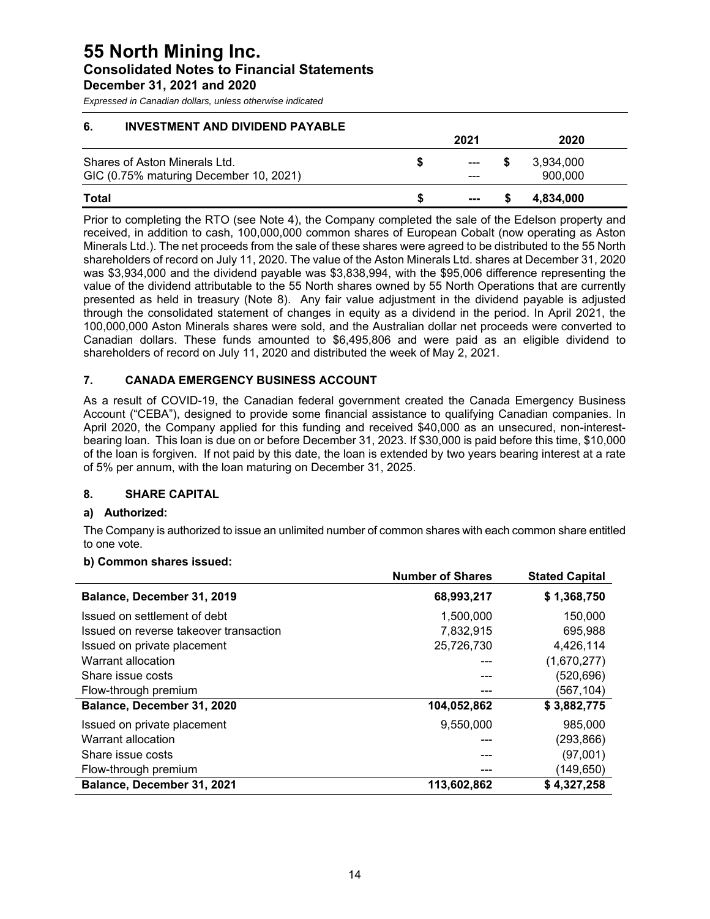## 6. INVESTMENT AND DIVIDEND PAYABLE

| | 2021 | 2020 |
|---|---|---|
| Shares of Aston Minerals Ltd. | $ --- | $ 3,934,000 |
| GIC (0.75% maturing December 10, 2021) | --- | 900,000 |
| **Total** | **$ ---** | **$ 4,834,000** |

Prior to completing the RTO (see Note 4), the Company completed the sale of the Edelson property and received, in addition to cash, 100,000,000 common shares of European Cobalt (now operating as Aston Minerals Ltd.). The net proceeds from the sale of these shares were agreed to be distributed to the 55 North shareholders of record on July 11, 2020. The value of the Aston Minerals Ltd. shares at December 31, 2020 was $3,934,000 and the dividend payable was $3,838,994, with the $95,006 difference representing the value of the dividend attributable to the 55 North shares owned by 55 North Operations that are currently presented as held in treasury (Note 8). Any fair value adjustment in the dividend payable is adjusted through the consolidated statement of changes in equity as a dividend in the period. In April 2021, the 100,000,000 Aston Minerals shares were sold, and the Australian dollar net proceeds were converted to Canadian dollars. These funds amounted to $6,495,806 and were paid as an eligible dividend to shareholders of record on July 11, 2020 and distributed the week of May 2, 2021.

## 7. CANADA EMERGENCY BUSINESS ACCOUNT

As a result of COVID-19, the Canadian federal government created the Canada Emergency Business Account ("CEBA"), designed to provide some financial assistance to qualifying Canadian companies. In April 2020, the Company applied for this funding and received $40,000 as an unsecured, non-interest-bearing loan. This loan is due on or before December 31, 2023. If $30,000 is paid before this time, $10,000 of the loan is forgiven. If not paid by this date, the loan is extended by two years bearing interest at a rate of 5% per annum, with the loan maturing on December 31, 2025.

## 8. SHARE CAPITAL

### a) Authorized:

The Company is authorized to issue an unlimited number of common shares with each common share entitled to one vote.

### b) Common shares issued:

| | Number of Shares | Stated Capital |
|---|---|---|
| **Balance, December 31, 2019** | **68,993,217** | **$ 1,368,750** |
| Issued on settlement of debt | 1,500,000 | 150,000 |
| Issued on reverse takeover transaction | 7,832,915 | 695,988 |
| Issued on private placement | 25,726,730 | 4,426,114 |
| Warrant allocation | --- | (1,670,277) |
| Share issue costs | --- | (520,696) |
| Flow-through premium | --- | (567,104) |
| **Balance, December 31, 2020** | **104,052,862** | **$ 3,882,775** |
| Issued on private placement | 9,550,000 | 985,000 |
| Warrant allocation | --- | (293,866) |
| Share issue costs | --- | (97,001) |
| Flow-through premium | --- | (149,650) |
| **Balance, December 31, 2021** | **113,602,862** | **$ 4,327,258** |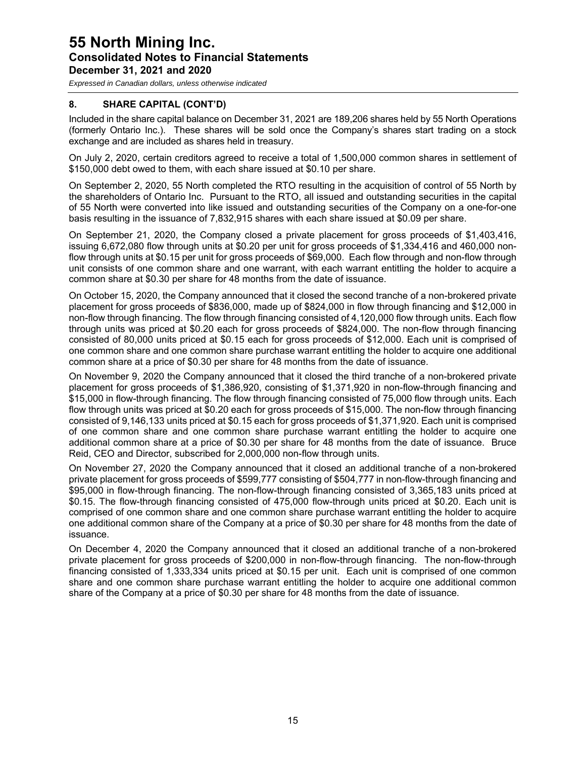## 8. SHARE CAPITAL (CONT'D)

Included in the share capital balance on December 31, 2021 are 189,206 shares held by 55 North Operations (formerly Ontario Inc.). These shares will be sold once the Company's shares start trading on a stock exchange and are included as shares held in treasury.

On July 2, 2020, certain creditors agreed to receive a total of 1,500,000 common shares in settlement of $150,000 debt owed to them, with each share issued at $0.10 per share.

On September 2, 2020, 55 North completed the RTO resulting in the acquisition of control of 55 North by the shareholders of Ontario Inc. Pursuant to the RTO, all issued and outstanding securities in the capital of 55 North were converted into like issued and outstanding securities of the Company on a one-for-one basis resulting in the issuance of 7,832,915 shares with each share issued at $0.09 per share.

On September 21, 2020, the Company closed a private placement for gross proceeds of $1,403,416, issuing 6,672,080 flow through units at $0.20 per unit for gross proceeds of $1,334,416 and 460,000 non-flow through units at $0.15 per unit for gross proceeds of $69,000. Each flow through and non-flow through unit consists of one common share and one warrant, with each warrant entitling the holder to acquire a common share at $0.30 per share for 48 months from the date of issuance.

On October 15, 2020, the Company announced that it closed the second tranche of a non-brokered private placement for gross proceeds of $836,000, made up of $824,000 in flow through financing and $12,000 in non-flow through financing. The flow through financing consisted of 4,120,000 flow through units. Each flow through units was priced at $0.20 each for gross proceeds of $824,000. The non-flow through financing consisted of 80,000 units priced at $0.15 each for gross proceeds of $12,000. Each unit is comprised of one common share and one common share purchase warrant entitling the holder to acquire one additional common share at a price of $0.30 per share for 48 months from the date of issuance.

On November 9, 2020 the Company announced that it closed the third tranche of a non-brokered private placement for gross proceeds of $1,386,920, consisting of $1,371,920 in non-flow-through financing and $15,000 in flow-through financing. The flow through financing consisted of 75,000 flow through units. Each flow through units was priced at $0.20 each for gross proceeds of $15,000. The non-flow through financing consisted of 9,146,133 units priced at $0.15 each for gross proceeds of $1,371,920. Each unit is comprised of one common share and one common share purchase warrant entitling the holder to acquire one additional common share at a price of $0.30 per share for 48 months from the date of issuance. Bruce Reid, CEO and Director, subscribed for 2,000,000 non-flow through units.

On November 27, 2020 the Company announced that it closed an additional tranche of a non-brokered private placement for gross proceeds of $599,777 consisting of $504,777 in non-flow-through financing and $95,000 in flow-through financing. The non-flow-through financing consisted of 3,365,183 units priced at $0.15. The flow-through financing consisted of 475,000 flow-through units priced at $0.20. Each unit is comprised of one common share and one common share purchase warrant entitling the holder to acquire one additional common share of the Company at a price of $0.30 per share for 48 months from the date of issuance.

On December 4, 2020 the Company announced that it closed an additional tranche of a non-brokered private placement for gross proceeds of $200,000 in non-flow-through financing. The non-flow-through financing consisted of 1,333,334 units priced at $0.15 per unit. Each unit is comprised of one common share and one common share purchase warrant entitling the holder to acquire one additional common share of the Company at a price of $0.30 per share for 48 months from the date of issuance.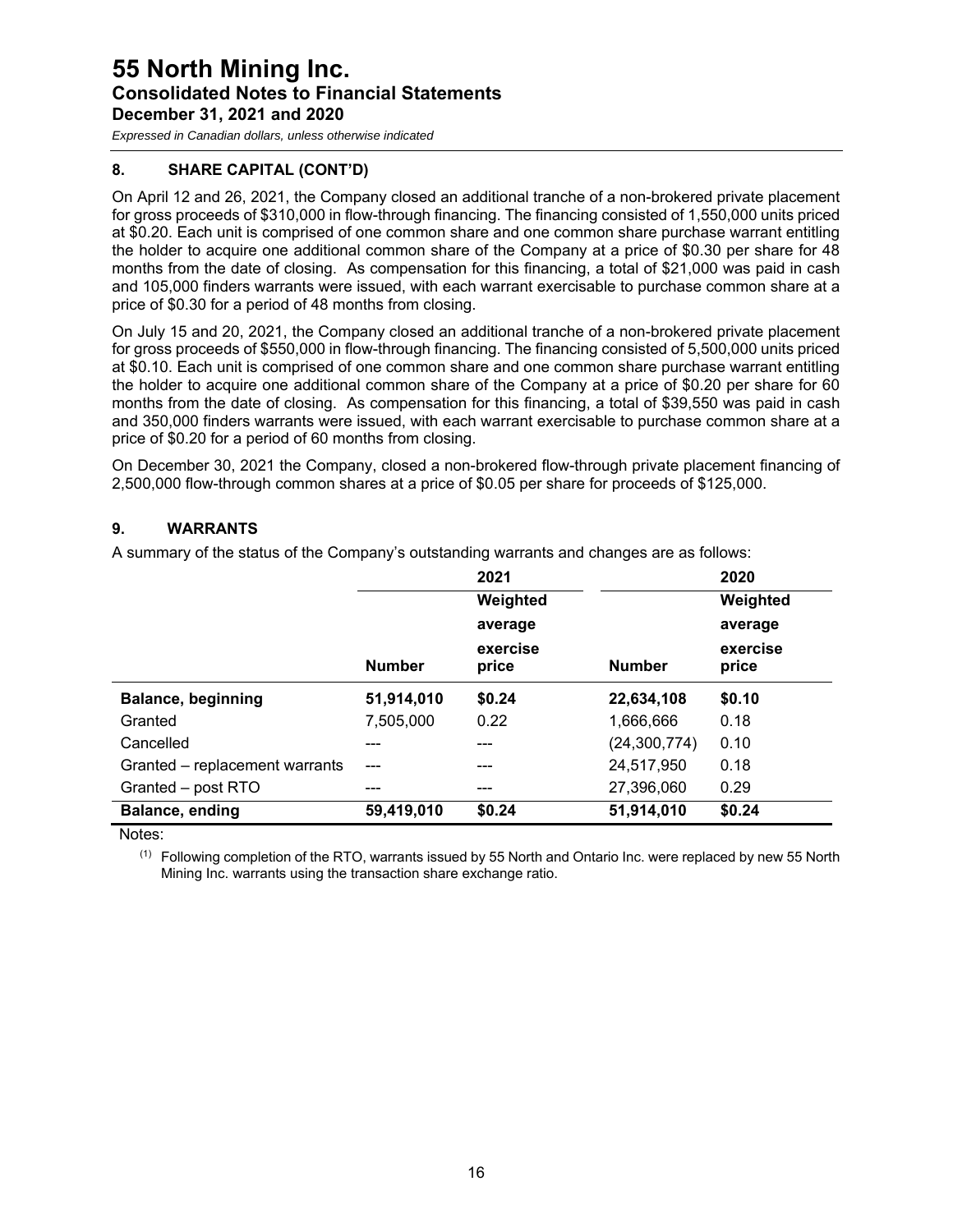## 8. SHARE CAPITAL (CONT'D)

On April 12 and 26, 2021, the Company closed an additional tranche of a non-brokered private placement for gross proceeds of $310,000 in flow-through financing. The financing consisted of 1,550,000 units priced at $0.20. Each unit is comprised of one common share and one common share purchase warrant entitling the holder to acquire one additional common share of the Company at a price of $0.30 per share for 48 months from the date of closing. As compensation for this financing, a total of $21,000 was paid in cash and 105,000 finders warrants were issued, with each warrant exercisable to purchase common share at a price of $0.30 for a period of 48 months from closing.

On July 15 and 20, 2021, the Company closed an additional tranche of a non-brokered private placement for gross proceeds of $550,000 in flow-through financing. The financing consisted of 5,500,000 units priced at $0.10. Each unit is comprised of one common share and one common share purchase warrant entitling the holder to acquire one additional common share of the Company at a price of $0.20 per share for 60 months from the date of closing. As compensation for this financing, a total of $39,550 was paid in cash and 350,000 finders warrants were issued, with each warrant exercisable to purchase common share at a price of $0.20 for a period of 60 months from closing.

On December 30, 2021 the Company, closed a non-brokered flow-through private placement financing of 2,500,000 flow-through common shares at a price of $0.05 per share for proceeds of $125,000.

## 9. WARRANTS

A summary of the status of the Company's outstanding warrants and changes are as follows:

| | 2021 | | 2020 | |
|---|---|---|---|---|
| | **Number** | **Weighted average exercise price** | **Number** | **Weighted average exercise price** |
| **Balance, beginning** | **51,914,010** | **$0.24** | **22,634,108** | **$0.10** |
| Granted | 7,505,000 | 0.22 | 1,666,666 | 0.18 |
| Cancelled | --- | --- | (24,300,774) | 0.10 |
| Granted – replacement warrants | --- | --- | 24,517,950 | 0.18 |
| Granted – post RTO | --- | --- | 27,396,060 | 0.29 |
| **Balance, ending** | **59,419,010** | **$0.24** | **51,914,010** | **$0.24** |

Notes:

(1) Following completion of the RTO, warrants issued by 55 North and Ontario Inc. were replaced by new 55 North Mining Inc. warrants using the transaction share exchange ratio.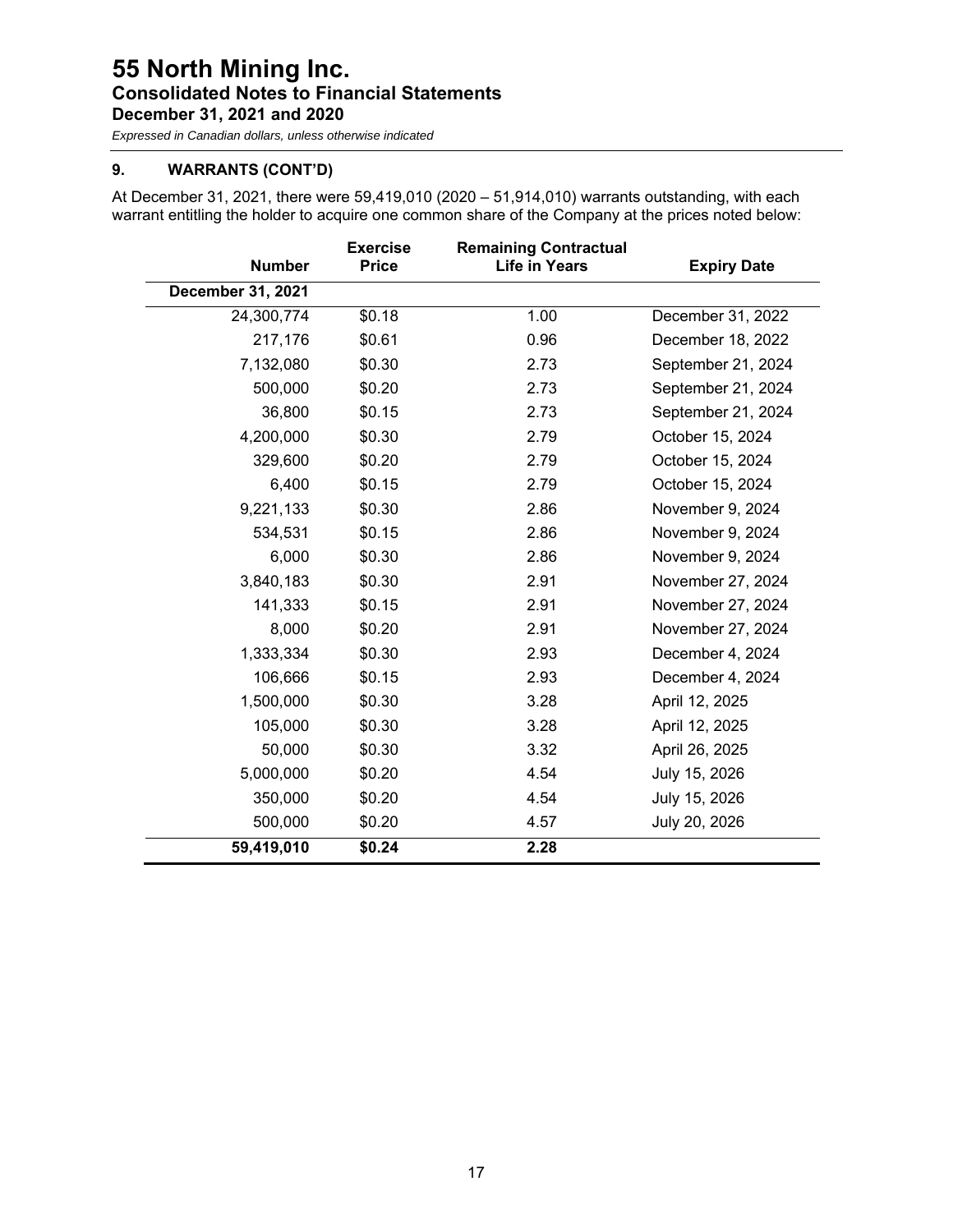# 55 North Mining Inc.
## Consolidated Notes to Financial Statements
### December 31, 2021 and 2020

*Expressed in Canadian dollars, unless otherwise indicated*

**9. WARRANTS (CONT'D)**

At December 31, 2021, there were 59,419,010 (2020 – 51,914,010) warrants outstanding, with each warrant entitling the holder to acquire one common share of the Company at the prices noted below:

| Number | Exercise Price | Remaining Contractual Life in Years | Expiry Date |
|---|---|---|---|
| **December 31, 2021** | | | |
| 24,300,774 | $0.18 | 1.00 | December 31, 2022 |
| 217,176 | $0.61 | 0.96 | December 18, 2022 |
| 7,132,080 | $0.30 | 2.73 | September 21, 2024 |
| 500,000 | $0.20 | 2.73 | September 21, 2024 |
| 36,800 | $0.15 | 2.73 | September 21, 2024 |
| 4,200,000 | $0.30 | 2.79 | October 15, 2024 |
| 329,600 | $0.20 | 2.79 | October 15, 2024 |
| 6,400 | $0.15 | 2.79 | October 15, 2024 |
| 9,221,133 | $0.30 | 2.86 | November 9, 2024 |
| 534,531 | $0.15 | 2.86 | November 9, 2024 |
| 6,000 | $0.30 | 2.86 | November 9, 2024 |
| 3,840,183 | $0.30 | 2.91 | November 27, 2024 |
| 141,333 | $0.15 | 2.91 | November 27, 2024 |
| 8,000 | $0.20 | 2.91 | November 27, 2024 |
| 1,333,334 | $0.30 | 2.93 | December 4, 2024 |
| 106,666 | $0.15 | 2.93 | December 4, 2024 |
| 1,500,000 | $0.30 | 3.28 | April 12, 2025 |
| 105,000 | $0.30 | 3.28 | April 12, 2025 |
| 50,000 | $0.30 | 3.32 | April 26, 2025 |
| 5,000,000 | $0.20 | 4.54 | July 15, 2026 |
| 350,000 | $0.20 | 4.54 | July 15, 2026 |
| 500,000 | $0.20 | 4.57 | July 20, 2026 |
| **59,419,010** | **$0.24** | **2.28** | |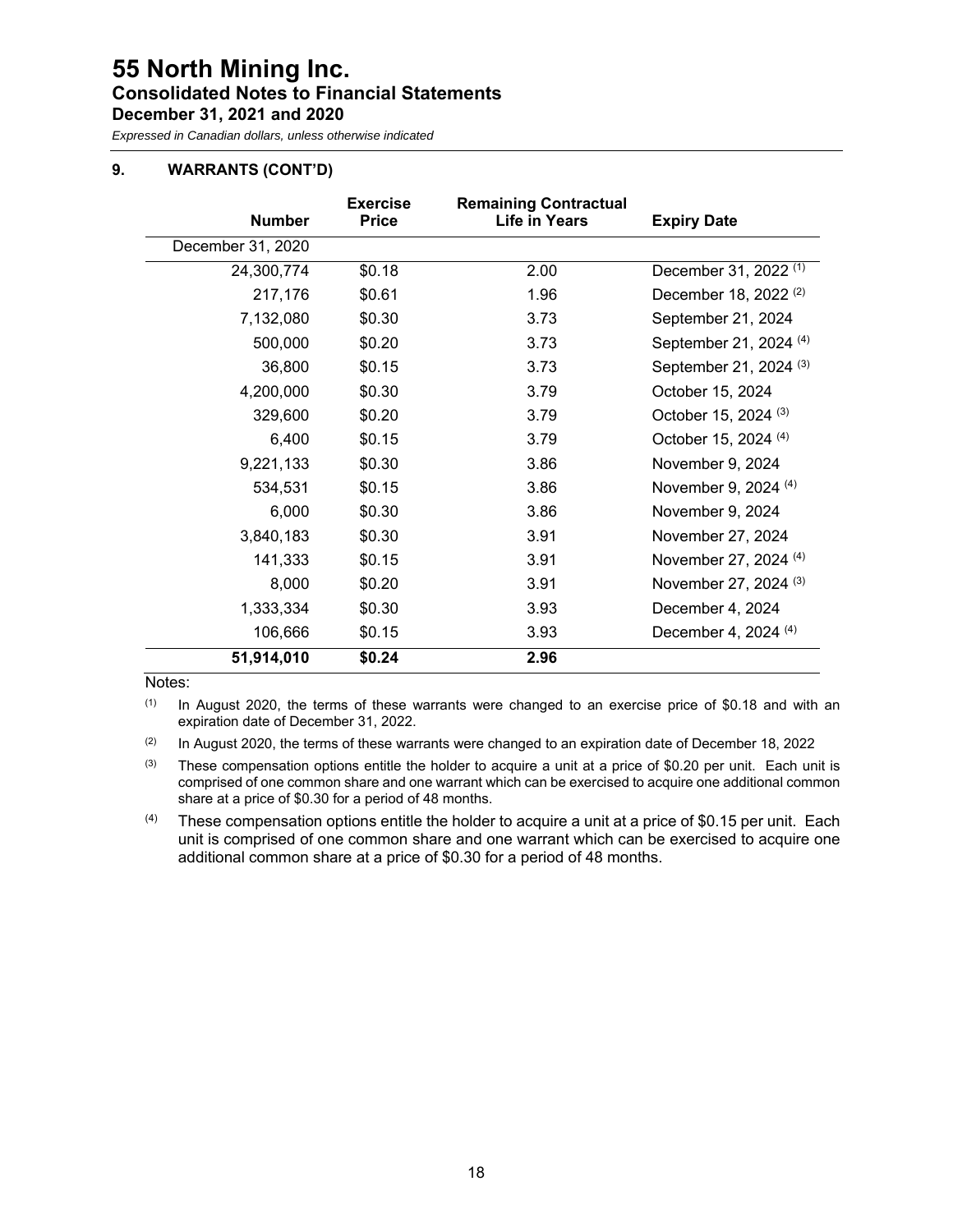# 55 North Mining Inc.
## Consolidated Notes to Financial Statements
### December 31, 2021 and 2020

*Expressed in Canadian dollars, unless otherwise indicated*

### 9. WARRANTS (CONT'D)

| Number | Exercise Price | Remaining Contractual Life in Years | Expiry Date |
|---|---|---|---|
| December 31, 2020 | | | |
| 24,300,774 | $0.18 | 2.00 | December 31, 2022 (1) |
| 217,176 | $0.61 | 1.96 | December 18, 2022 (2) |
| 7,132,080 | $0.30 | 3.73 | September 21, 2024 |
| 500,000 | $0.20 | 3.73 | September 21, 2024 (4) |
| 36,800 | $0.15 | 3.73 | September 21, 2024 (3) |
| 4,200,000 | $0.30 | 3.79 | October 15, 2024 |
| 329,600 | $0.20 | 3.79 | October 15, 2024 (3) |
| 6,400 | $0.15 | 3.79 | October 15, 2024 (4) |
| 9,221,133 | $0.30 | 3.86 | November 9, 2024 |
| 534,531 | $0.15 | 3.86 | November 9, 2024 (4) |
| 6,000 | $0.30 | 3.86 | November 9, 2024 |
| 3,840,183 | $0.30 | 3.91 | November 27, 2024 |
| 141,333 | $0.15 | 3.91 | November 27, 2024 (4) |
| 8,000 | $0.20 | 3.91 | November 27, 2024 (3) |
| 1,333,334 | $0.30 | 3.93 | December 4, 2024 |
| 106,666 | $0.15 | 3.93 | December 4, 2024 (4) |
| **51,914,010** | **$0.24** | **2.96** | |

Notes:

(1) In August 2020, the terms of these warrants were changed to an exercise price of $0.18 and with an expiration date of December 31, 2022.

(2) In August 2020, the terms of these warrants were changed to an expiration date of December 18, 2022

(3) These compensation options entitle the holder to acquire a unit at a price of $0.20 per unit. Each unit is comprised of one common share and one warrant which can be exercised to acquire one additional common share at a price of $0.30 for a period of 48 months.

(4) These compensation options entitle the holder to acquire a unit at a price of $0.15 per unit. Each unit is comprised of one common share and one warrant which can be exercised to acquire one additional common share at a price of $0.30 for a period of 48 months.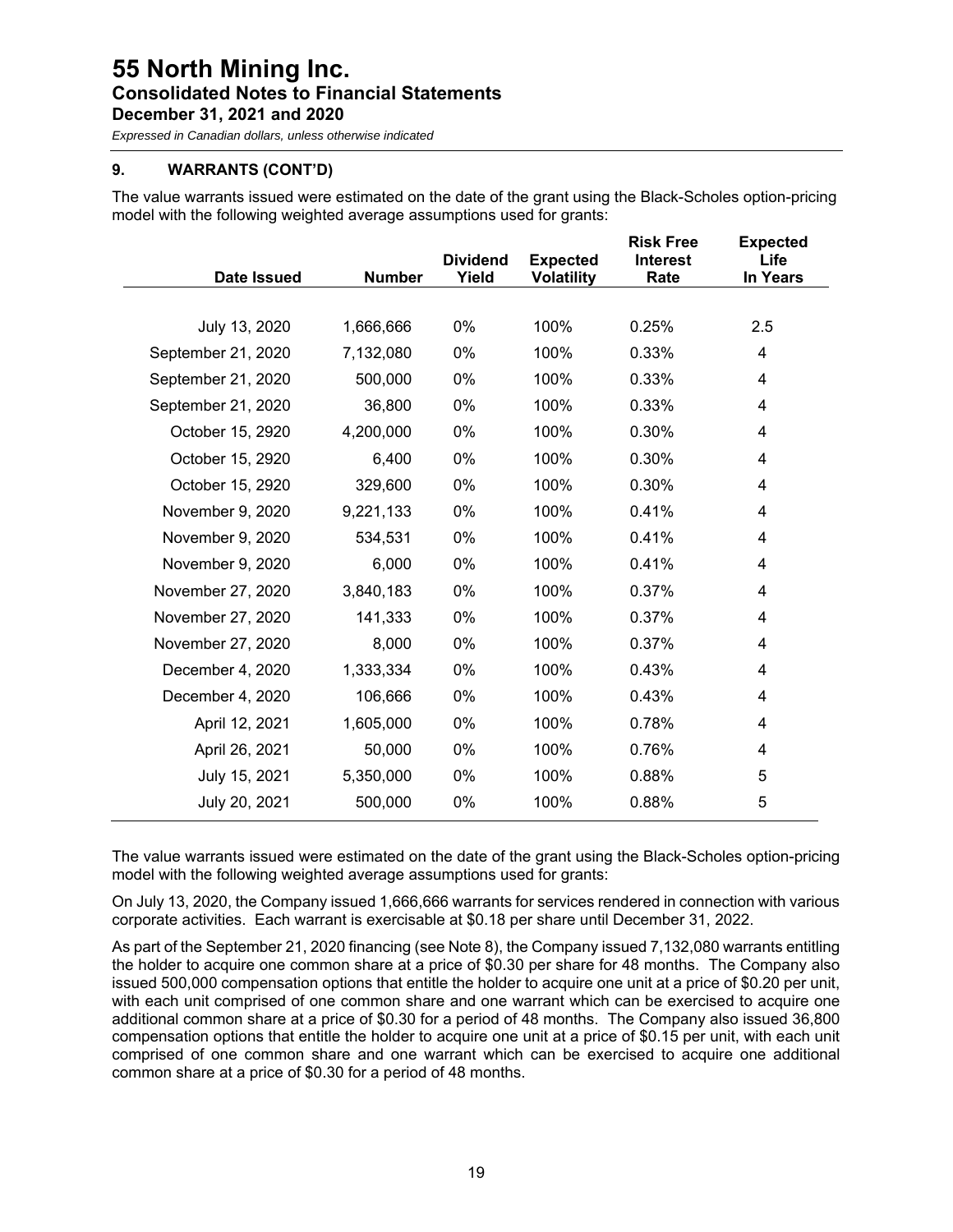## 9. WARRANTS (CONT'D)

The value warrants issued were estimated on the date of the grant using the Black-Scholes option-pricing model with the following weighted average assumptions used for grants:

| Date Issued | Number | Dividend Yield | Expected Volatility | Risk Free Interest Rate | Expected Life In Years |
|---|---|---|---|---|---|
| July 13, 2020 | 1,666,666 | 0% | 100% | 0.25% | 2.5 |
| September 21, 2020 | 7,132,080 | 0% | 100% | 0.33% | 4 |
| September 21, 2020 | 500,000 | 0% | 100% | 0.33% | 4 |
| September 21, 2020 | 36,800 | 0% | 100% | 0.33% | 4 |
| October 15, 2920 | 4,200,000 | 0% | 100% | 0.30% | 4 |
| October 15, 2920 | 6,400 | 0% | 100% | 0.30% | 4 |
| October 15, 2920 | 329,600 | 0% | 100% | 0.30% | 4 |
| November 9, 2020 | 9,221,133 | 0% | 100% | 0.41% | 4 |
| November 9, 2020 | 534,531 | 0% | 100% | 0.41% | 4 |
| November 9, 2020 | 6,000 | 0% | 100% | 0.41% | 4 |
| November 27, 2020 | 3,840,183 | 0% | 100% | 0.37% | 4 |
| November 27, 2020 | 141,333 | 0% | 100% | 0.37% | 4 |
| November 27, 2020 | 8,000 | 0% | 100% | 0.37% | 4 |
| December 4, 2020 | 1,333,334 | 0% | 100% | 0.43% | 4 |
| December 4, 2020 | 106,666 | 0% | 100% | 0.43% | 4 |
| April 12, 2021 | 1,605,000 | 0% | 100% | 0.78% | 4 |
| April 26, 2021 | 50,000 | 0% | 100% | 0.76% | 4 |
| July 15, 2021 | 5,350,000 | 0% | 100% | 0.88% | 5 |
| July 20, 2021 | 500,000 | 0% | 100% | 0.88% | 5 |

The value warrants issued were estimated on the date of the grant using the Black-Scholes option-pricing model with the following weighted average assumptions used for grants:

On July 13, 2020, the Company issued 1,666,666 warrants for services rendered in connection with various corporate activities. Each warrant is exercisable at $0.18 per share until December 31, 2022.

As part of the September 21, 2020 financing (see Note 8), the Company issued 7,132,080 warrants entitling the holder to acquire one common share at a price of $0.30 per share for 48 months. The Company also issued 500,000 compensation options that entitle the holder to acquire one unit at a price of $0.20 per unit, with each unit comprised of one common share and one warrant which can be exercised to acquire one additional common share at a price of $0.30 for a period of 48 months. The Company also issued 36,800 compensation options that entitle the holder to acquire one unit at a price of $0.15 per unit, with each unit comprised of one common share and one warrant which can be exercised to acquire one additional common share at a price of $0.30 for a period of 48 months.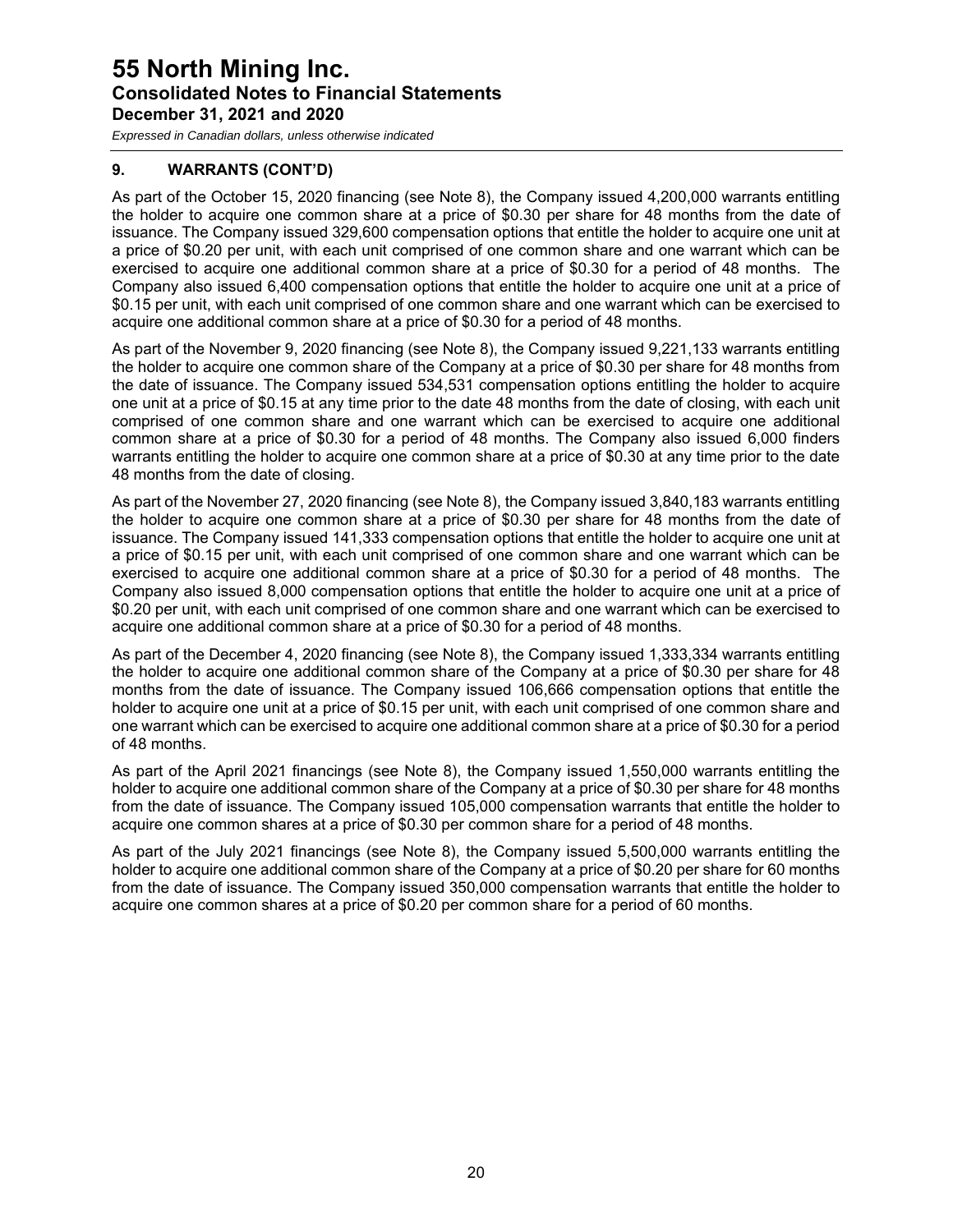## 9. WARRANTS (CONT'D)

As part of the October 15, 2020 financing (see Note 8), the Company issued 4,200,000 warrants entitling the holder to acquire one common share at a price of $0.30 per share for 48 months from the date of issuance. The Company issued 329,600 compensation options that entitle the holder to acquire one unit at a price of $0.20 per unit, with each unit comprised of one common share and one warrant which can be exercised to acquire one additional common share at a price of $0.30 for a period of 48 months. The Company also issued 6,400 compensation options that entitle the holder to acquire one unit at a price of $0.15 per unit, with each unit comprised of one common share and one warrant which can be exercised to acquire one additional common share at a price of $0.30 for a period of 48 months.

As part of the November 9, 2020 financing (see Note 8), the Company issued 9,221,133 warrants entitling the holder to acquire one common share of the Company at a price of $0.30 per share for 48 months from the date of issuance. The Company issued 534,531 compensation options entitling the holder to acquire one unit at a price of $0.15 at any time prior to the date 48 months from the date of closing, with each unit comprised of one common share and one warrant which can be exercised to acquire one additional common share at a price of $0.30 for a period of 48 months. The Company also issued 6,000 finders warrants entitling the holder to acquire one common share at a price of $0.30 at any time prior to the date 48 months from the date of closing.

As part of the November 27, 2020 financing (see Note 8), the Company issued 3,840,183 warrants entitling the holder to acquire one common share at a price of $0.30 per share for 48 months from the date of issuance. The Company issued 141,333 compensation options that entitle the holder to acquire one unit at a price of $0.15 per unit, with each unit comprised of one common share and one warrant which can be exercised to acquire one additional common share at a price of $0.30 for a period of 48 months. The Company also issued 8,000 compensation options that entitle the holder to acquire one unit at a price of $0.20 per unit, with each unit comprised of one common share and one warrant which can be exercised to acquire one additional common share at a price of $0.30 for a period of 48 months.

As part of the December 4, 2020 financing (see Note 8), the Company issued 1,333,334 warrants entitling the holder to acquire one additional common share of the Company at a price of $0.30 per share for 48 months from the date of issuance. The Company issued 106,666 compensation options that entitle the holder to acquire one unit at a price of $0.15 per unit, with each unit comprised of one common share and one warrant which can be exercised to acquire one additional common share at a price of $0.30 for a period of 48 months.

As part of the April 2021 financings (see Note 8), the Company issued 1,550,000 warrants entitling the holder to acquire one additional common share of the Company at a price of $0.30 per share for 48 months from the date of issuance. The Company issued 105,000 compensation warrants that entitle the holder to acquire one common shares at a price of $0.30 per common share for a period of 48 months.

As part of the July 2021 financings (see Note 8), the Company issued 5,500,000 warrants entitling the holder to acquire one additional common share of the Company at a price of $0.20 per share for 60 months from the date of issuance. The Company issued 350,000 compensation warrants that entitle the holder to acquire one common shares at a price of $0.20 per common share for a period of 60 months.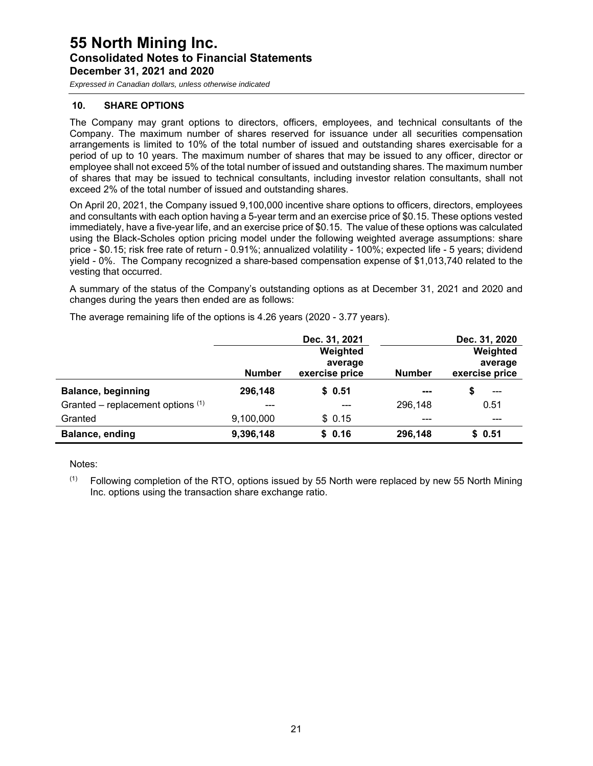# 55 North Mining Inc.
## Consolidated Notes to Financial Statements
### December 31, 2021 and 2020

*Expressed in Canadian dollars, unless otherwise indicated*

### 10. SHARE OPTIONS

The Company may grant options to directors, officers, employees, and technical consultants of the Company. The maximum number of shares reserved for issuance under all securities compensation arrangements is limited to 10% of the total number of issued and outstanding shares exercisable for a period of up to 10 years. The maximum number of shares that may be issued to any officer, director or employee shall not exceed 5% of the total number of issued and outstanding shares. The maximum number of shares that may be issued to technical consultants, including investor relation consultants, shall not exceed 2% of the total number of issued and outstanding shares.

On April 20, 2021, the Company issued 9,100,000 incentive share options to officers, directors, employees and consultants with each option having a 5-year term and an exercise price of $0.15. These options vested immediately, have a five-year life, and an exercise price of $0.15. The value of these options was calculated using the Black-Scholes option pricing model under the following weighted average assumptions: share price - $0.15; risk free rate of return - 0.91%; annualized volatility - 100%; expected life - 5 years; dividend yield - 0%. The Company recognized a share-based compensation expense of $1,013,740 related to the vesting that occurred.

A summary of the status of the Company's outstanding options as at December 31, 2021 and 2020 and changes during the years then ended are as follows:

The average remaining life of the options is 4.26 years (2020 - 3.77 years).

| | Dec. 31, 2021 | | Dec. 31, 2020 | |
|---|---|---|---|---|
| | Number | Weighted average exercise price | Number | Weighted average exercise price |
| **Balance, beginning** | **296,148** | **$ 0.51** | **---** | **$ ---** |
| Granted – replacement options [(1)] | --- | --- | 296,148 | 0.51 |
| Granted | 9,100,000 | $ 0.15 | --- | --- |
| **Balance, ending** | **9,396,148** | **$ 0.16** | **296,148** | **$ 0.51** |

Notes:

[(1)] Following completion of the RTO, options issued by 55 North were replaced by new 55 North Mining Inc. options using the transaction share exchange ratio.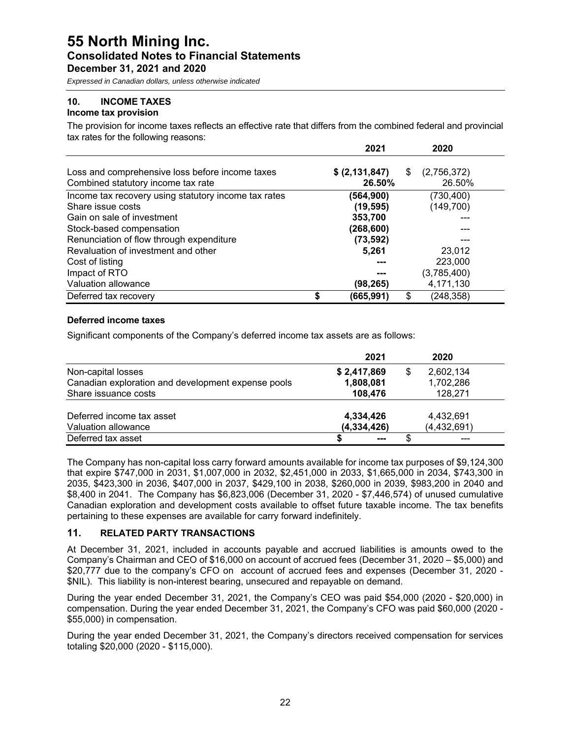# 55 North Mining Inc.
## Consolidated Notes to Financial Statements
### December 31, 2021 and 2020

*Expressed in Canadian dollars, unless otherwise indicated*

### 10. INCOME TAXES

**Income tax provision**

The provision for income taxes reflects an effective rate that differs from the combined federal and provincial tax rates for the following reasons:

| | 2021 | 2020 |
|---|---|---|
| Loss and comprehensive loss before income taxes | **$ (2,131,847)** | $ (2,756,372) |
| Combined statutory income tax rate | **26.50%** | 26.50% |
| Income tax recovery using statutory income tax rates | **(564,900)** | (730,400) |
| Share issue costs | **(19,595)** | (149,700) |
| Gain on sale of investment | **353,700** | --- |
| Stock-based compensation | **(268,600)** | --- |
| Renunciation of flow through expenditure | **(73,592)** | --- |
| Revaluation of investment and other | **5,261** | 23,012 |
| Cost of listing | **---** | 223,000 |
| Impact of RTO | **---** | (3,785,400) |
| Valuation allowance | **(98,265)** | 4,171,130 |
| Deferred tax recovery | **$ (665,991)** | $ (248,358) |

**Deferred income taxes**

Significant components of the Company's deferred income tax assets are as follows:

| | 2021 | 2020 |
|---|---|---|
| Non-capital losses | **$ 2,417,869** | $ 2,602,134 |
| Canadian exploration and development expense pools | **1,808,081** | 1,702,286 |
| Share issuance costs | **108,476** | 128,271 |
| Deferred income tax asset | **4,334,426** | 4,432,691 |
| Valuation allowance | **(4,334,426)** | (4,432,691) |
| Deferred tax asset | **$ ---** | $ --- |

The Company has non-capital loss carry forward amounts available for income tax purposes of $9,124,300 that expire $747,000 in 2031, $1,007,000 in 2032, $2,451,000 in 2033, $1,665,000 in 2034, $743,300 in 2035, $423,300 in 2036, $407,000 in 2037, $429,100 in 2038, $260,000 in 2039, $983,200 in 2040 and $8,400 in 2041. The Company has $6,823,006 (December 31, 2020 - $7,446,574) of unused cumulative Canadian exploration and development costs available to offset future taxable income. The tax benefits pertaining to these expenses are available for carry forward indefinitely.

### 11. RELATED PARTY TRANSACTIONS

At December 31, 2021, included in accounts payable and accrued liabilities is amounts owed to the Company's Chairman and CEO of $16,000 on account of accrued fees (December 31, 2020 – $5,000) and $20,777 due to the company's CFO on account of accrued fees and expenses (December 31, 2020 - $NIL). This liability is non-interest bearing, unsecured and repayable on demand.

During the year ended December 31, 2021, the Company's CEO was paid $54,000 (2020 - $20,000) in compensation. During the year ended December 31, 2021, the Company's CFO was paid $60,000 (2020 - $55,000) in compensation.

During the year ended December 31, 2021, the Company's directors received compensation for services totaling $20,000 (2020 - $115,000).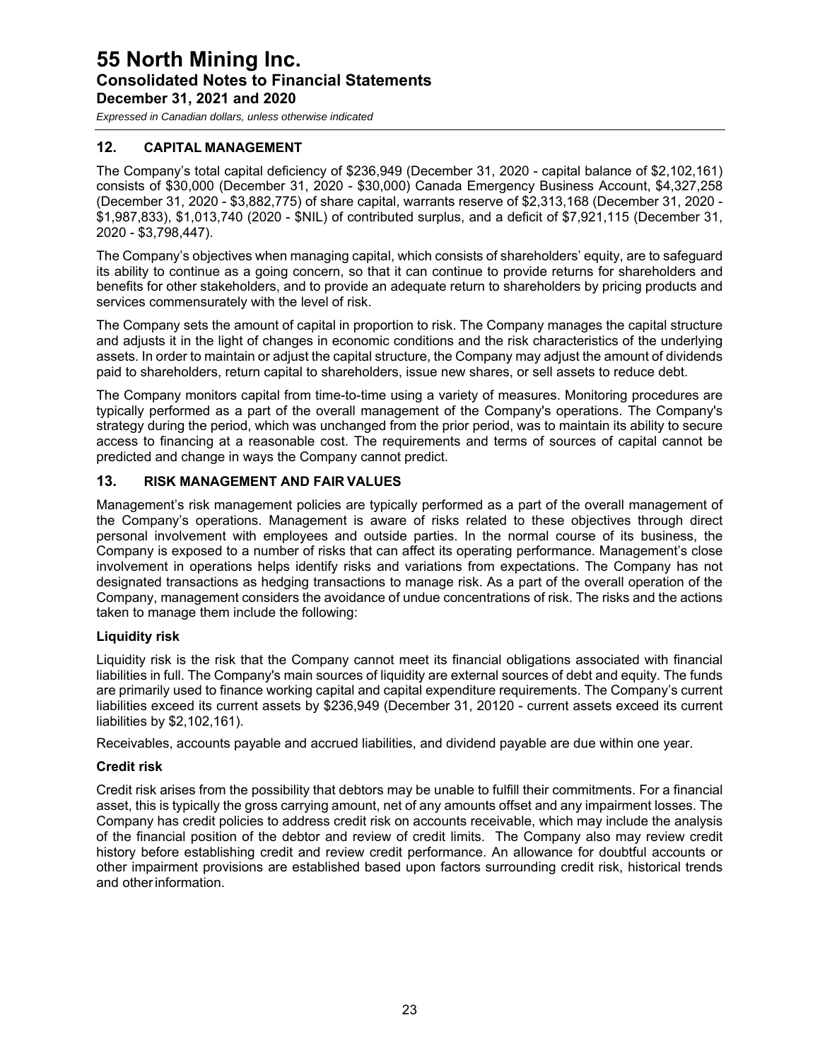## 12. CAPITAL MANAGEMENT

The Company's total capital deficiency of $236,949 (December 31, 2020 - capital balance of $2,102,161) consists of $30,000 (December 31, 2020 - $30,000) Canada Emergency Business Account, $4,327,258 (December 31, 2020 - $3,882,775) of share capital, warrants reserve of $2,313,168 (December 31, 2020 - $1,987,833), $1,013,740 (2020 - $NIL) of contributed surplus, and a deficit of $7,921,115 (December 31, 2020 - $3,798,447).

The Company's objectives when managing capital, which consists of shareholders' equity, are to safeguard its ability to continue as a going concern, so that it can continue to provide returns for shareholders and benefits for other stakeholders, and to provide an adequate return to shareholders by pricing products and services commensurately with the level of risk.

The Company sets the amount of capital in proportion to risk. The Company manages the capital structure and adjusts it in the light of changes in economic conditions and the risk characteristics of the underlying assets. In order to maintain or adjust the capital structure, the Company may adjust the amount of dividends paid to shareholders, return capital to shareholders, issue new shares, or sell assets to reduce debt.

The Company monitors capital from time-to-time using a variety of measures. Monitoring procedures are typically performed as a part of the overall management of the Company's operations. The Company's strategy during the period, which was unchanged from the prior period, was to maintain its ability to secure access to financing at a reasonable cost. The requirements and terms of sources of capital cannot be predicted and change in ways the Company cannot predict.

## 13. RISK MANAGEMENT AND FAIR VALUES

Management's risk management policies are typically performed as a part of the overall management of the Company's operations. Management is aware of risks related to these objectives through direct personal involvement with employees and outside parties. In the normal course of its business, the Company is exposed to a number of risks that can affect its operating performance. Management's close involvement in operations helps identify risks and variations from expectations. The Company has not designated transactions as hedging transactions to manage risk. As a part of the overall operation of the Company, management considers the avoidance of undue concentrations of risk. The risks and the actions taken to manage them include the following:

**Liquidity risk**

Liquidity risk is the risk that the Company cannot meet its financial obligations associated with financial liabilities in full. The Company's main sources of liquidity are external sources of debt and equity. The funds are primarily used to finance working capital and capital expenditure requirements. The Company's current liabilities exceed its current assets by $236,949 (December 31, 20120 - current assets exceed its current liabilities by $2,102,161).

Receivables, accounts payable and accrued liabilities, and dividend payable are due within one year.

**Credit risk**

Credit risk arises from the possibility that debtors may be unable to fulfill their commitments. For a financial asset, this is typically the gross carrying amount, net of any amounts offset and any impairment losses. The Company has credit policies to address credit risk on accounts receivable, which may include the analysis of the financial position of the debtor and review of credit limits. The Company also may review credit history before establishing credit and review credit performance. An allowance for doubtful accounts or other impairment provisions are established based upon factors surrounding credit risk, historical trends and other information.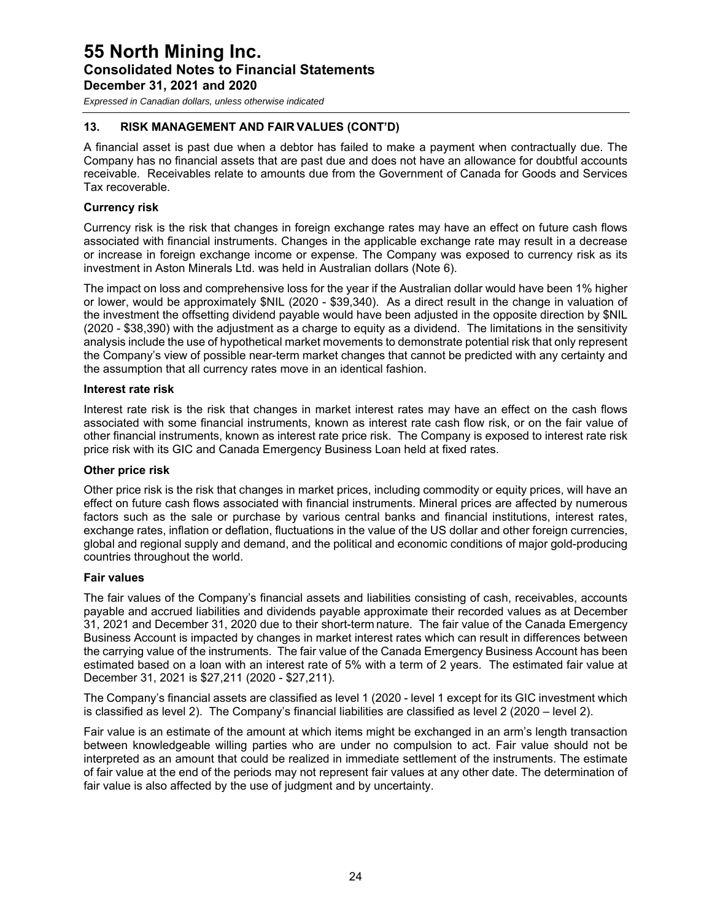## 13. RISK MANAGEMENT AND FAIR VALUES (CONT'D)

A financial asset is past due when a debtor has failed to make a payment when contractually due. The Company has no financial assets that are past due and does not have an allowance for doubtful accounts receivable. Receivables relate to amounts due from the Government of Canada for Goods and Services Tax recoverable.

**Currency risk**

Currency risk is the risk that changes in foreign exchange rates may have an effect on future cash flows associated with financial instruments. Changes in the applicable exchange rate may result in a decrease or increase in foreign exchange income or expense. The Company was exposed to currency risk as its investment in Aston Minerals Ltd. was held in Australian dollars (Note 6).

The impact on loss and comprehensive loss for the year if the Australian dollar would have been 1% higher or lower, would be approximately $NIL (2020 - $39,340). As a direct result in the change in valuation of the investment the offsetting dividend payable would have been adjusted in the opposite direction by $NIL (2020 - $38,390) with the adjustment as a charge to equity as a dividend. The limitations in the sensitivity analysis include the use of hypothetical market movements to demonstrate potential risk that only represent the Company's view of possible near-term market changes that cannot be predicted with any certainty and the assumption that all currency rates move in an identical fashion.

**Interest rate risk**

Interest rate risk is the risk that changes in market interest rates may have an effect on the cash flows associated with some financial instruments, known as interest rate cash flow risk, or on the fair value of other financial instruments, known as interest rate price risk. The Company is exposed to interest rate risk price risk with its GIC and Canada Emergency Business Loan held at fixed rates.

**Other price risk**

Other price risk is the risk that changes in market prices, including commodity or equity prices, will have an effect on future cash flows associated with financial instruments. Mineral prices are affected by numerous factors such as the sale or purchase by various central banks and financial institutions, interest rates, exchange rates, inflation or deflation, fluctuations in the value of the US dollar and other foreign currencies, global and regional supply and demand, and the political and economic conditions of major gold-producing countries throughout the world.

**Fair values**

The fair values of the Company's financial assets and liabilities consisting of cash, receivables, accounts payable and accrued liabilities and dividends payable approximate their recorded values as at December 31, 2021 and December 31, 2020 due to their short-term nature. The fair value of the Canada Emergency Business Account is impacted by changes in market interest rates which can result in differences between the carrying value of the instruments. The fair value of the Canada Emergency Business Account has been estimated based on a loan with an interest rate of 5% with a term of 2 years. The estimated fair value at December 31, 2021 is $27,211 (2020 - $27,211).

The Company's financial assets are classified as level 1 (2020 - level 1 except for its GIC investment which is classified as level 2). The Company's financial liabilities are classified as level 2 (2020 – level 2).

Fair value is an estimate of the amount at which items might be exchanged in an arm's length transaction between knowledgeable willing parties who are under no compulsion to act. Fair value should not be interpreted as an amount that could be realized in immediate settlement of the instruments. The estimate of fair value at the end of the periods may not represent fair values at any other date. The determination of fair value is also affected by the use of judgment and by uncertainty.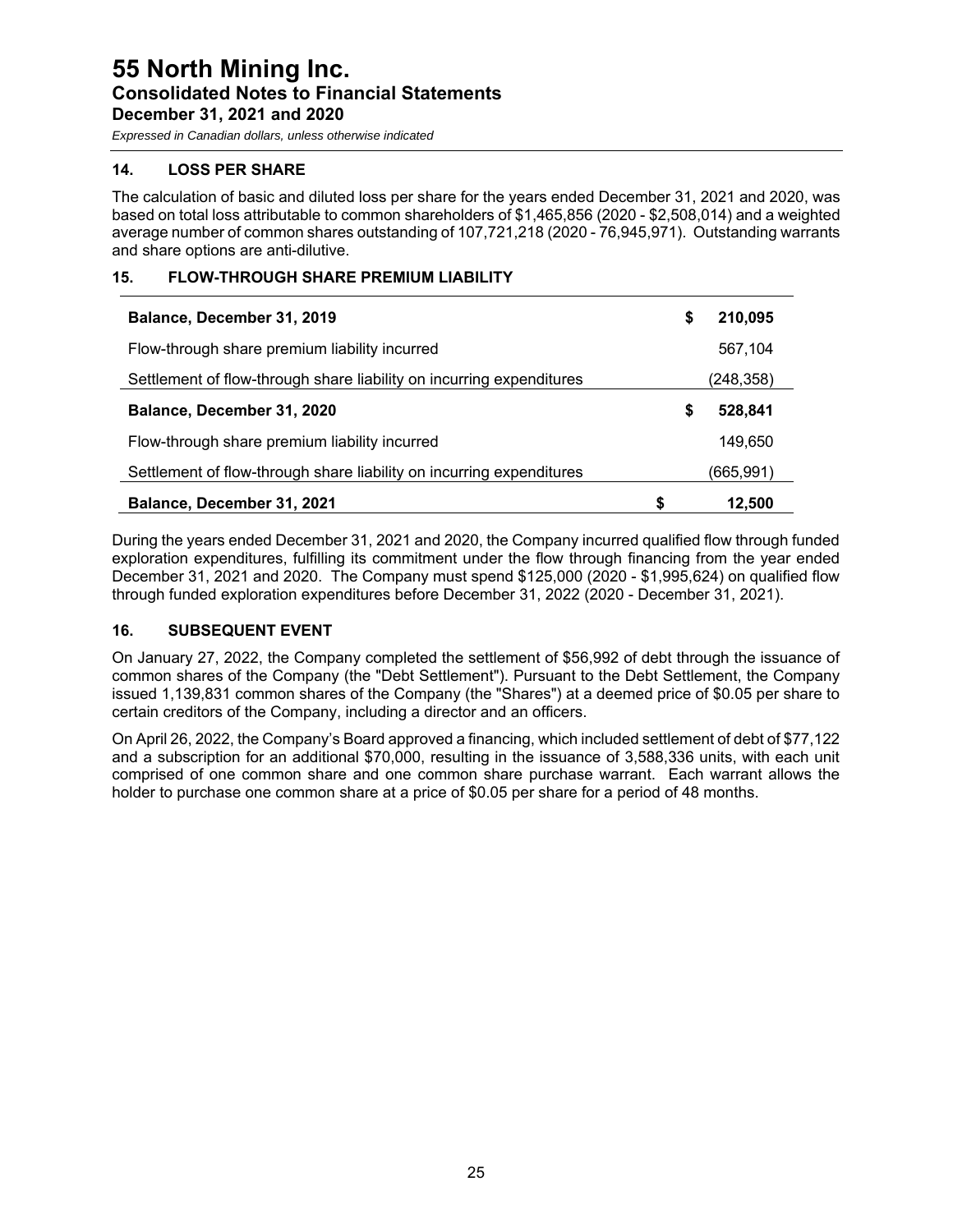# 55 North Mining Inc.
## Consolidated Notes to Financial Statements
### December 31, 2021 and 2020

*Expressed in Canadian dollars, unless otherwise indicated*

## 14. LOSS PER SHARE

The calculation of basic and diluted loss per share for the years ended December 31, 2021 and 2020, was based on total loss attributable to common shareholders of $1,465,856 (2020 - $2,508,014) and a weighted average number of common shares outstanding of 107,721,218 (2020 - 76,945,971). Outstanding warrants and share options are anti-dilutive.

## 15. FLOW-THROUGH SHARE PREMIUM LIABILITY

| | | |
|---|---|---|
| **Balance, December 31, 2019** | **$** | **210,095** |
| Flow-through share premium liability incurred | | 567,104 |
| Settlement of flow-through share liability on incurring expenditures | | (248,358) |
| **Balance, December 31, 2020** | **$** | **528,841** |
| Flow-through share premium liability incurred | | 149,650 |
| Settlement of flow-through share liability on incurring expenditures | | (665,991) |
| **Balance, December 31, 2021** | **$** | **12,500** |

During the years ended December 31, 2021 and 2020, the Company incurred qualified flow through funded exploration expenditures, fulfilling its commitment under the flow through financing from the year ended December 31, 2021 and 2020. The Company must spend $125,000 (2020 - $1,995,624) on qualified flow through funded exploration expenditures before December 31, 2022 (2020 - December 31, 2021).

## 16. SUBSEQUENT EVENT

On January 27, 2022, the Company completed the settlement of $56,992 of debt through the issuance of common shares of the Company (the "Debt Settlement"). Pursuant to the Debt Settlement, the Company issued 1,139,831 common shares of the Company (the "Shares") at a deemed price of $0.05 per share to certain creditors of the Company, including a director and an officers.

On April 26, 2022, the Company's Board approved a financing, which included settlement of debt of $77,122 and a subscription for an additional $70,000, resulting in the issuance of 3,588,336 units, with each unit comprised of one common share and one common share purchase warrant. Each warrant allows the holder to purchase one common share at a price of $0.05 per share for a period of 48 months.